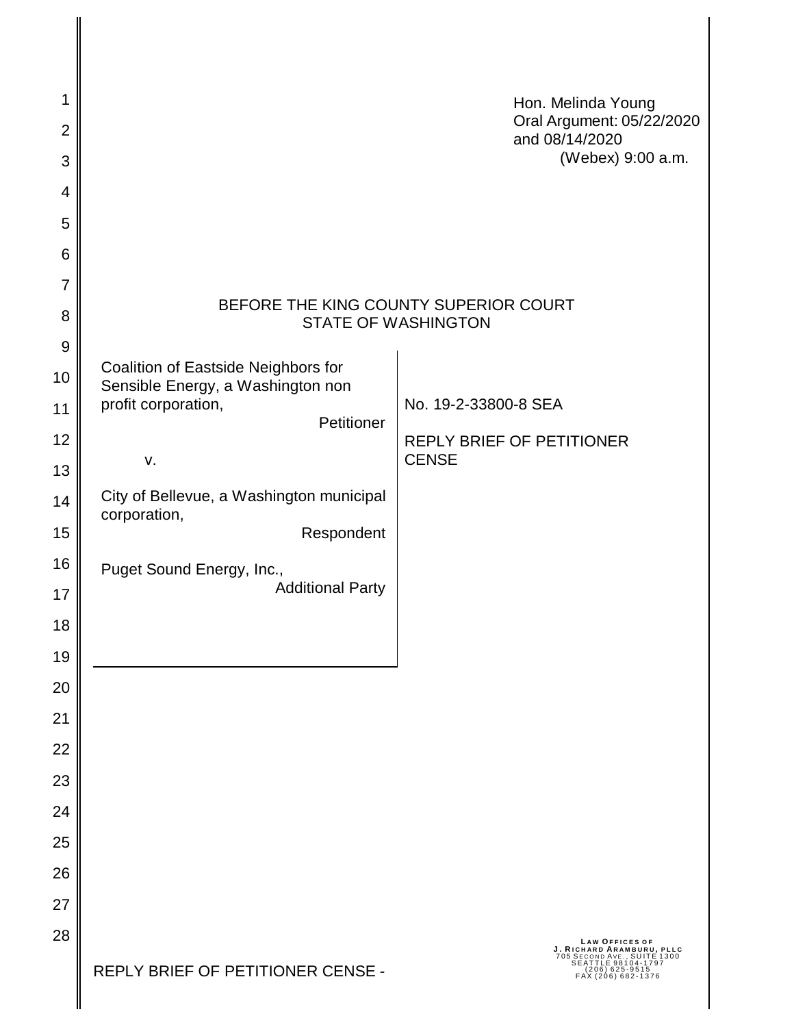Hon. Melinda Young
Oral Argument: 05/22/2020
and 08/14/2020
(Webex) 9:00 a.m.

BEFORE THE KING COUNTY SUPERIOR COURT
STATE OF WASHINGTON

| | |
|---|---|
| Coalition of Eastside Neighbors for Sensible Energy, a Washington non profit corporation,<br>Petitioner<br><br>v.<br><br>City of Bellevue, a Washington municipal corporation,<br>Respondent<br><br>Puget Sound Energy, Inc.,<br>Additional Party | No. 19-2-33800-8 SEA<br><br>REPLY BRIEF OF PETITIONER CENSE |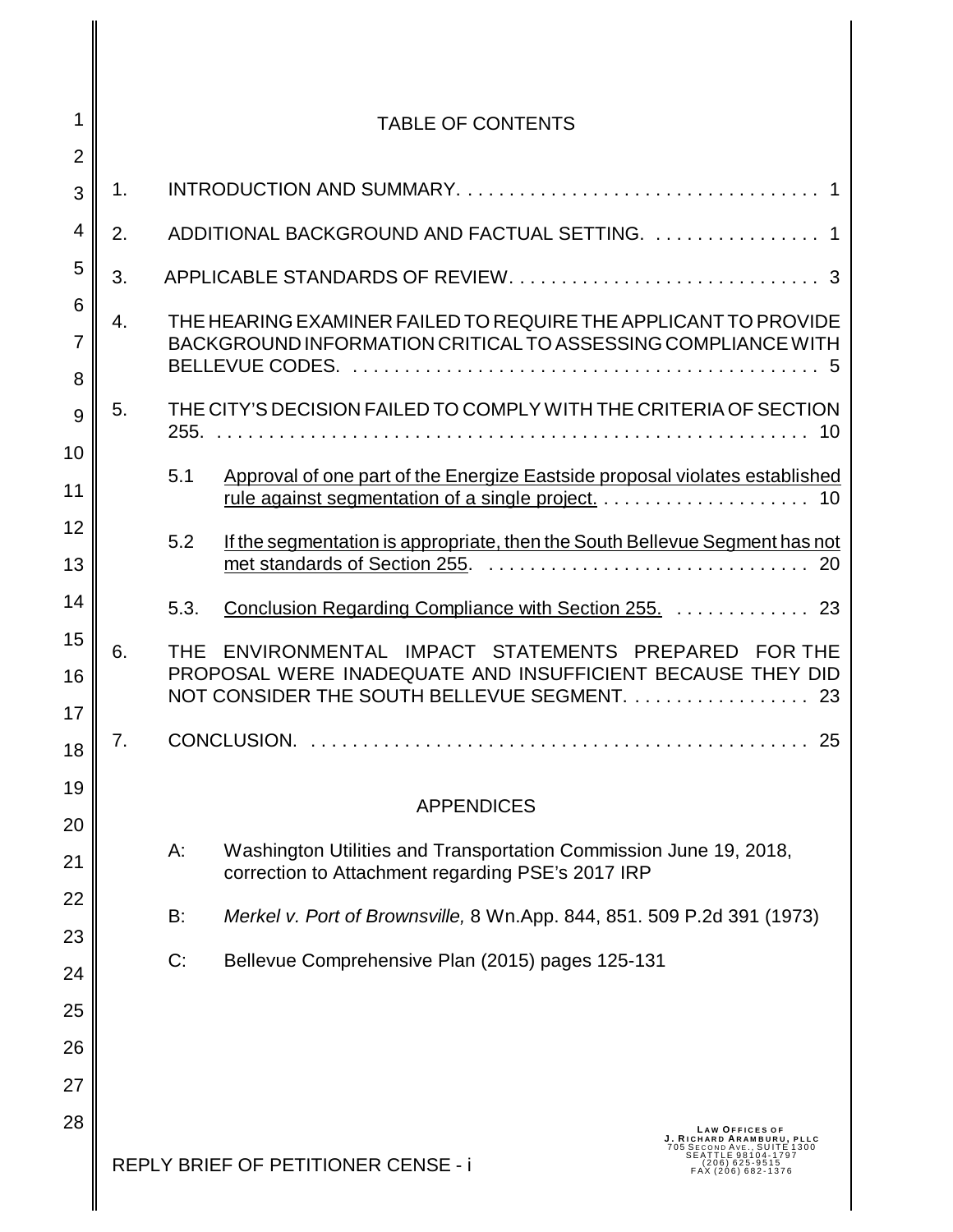# TABLE OF CONTENTS

1. INTRODUCTION AND SUMMARY. . . . . . . . . . . . . . . . . . . . . . . . . . . . . . . . . . . 1

2. ADDITIONAL BACKGROUND AND FACTUAL SETTING. . . . . . . . . . . . . . . . . 1

3. APPLICABLE STANDARDS OF REVIEW. . . . . . . . . . . . . . . . . . . . . . . . . . . . . . 3

4. THE HEARING EXAMINER FAILED TO REQUIRE THE APPLICANT TO PROVIDE BACKGROUND INFORMATION CRITICAL TO ASSESSING COMPLIANCE WITH BELLEVUE CODES. . . . . . . . . . . . . . . . . . . . . . . . . . . . . . . . . . . . . . . . . . . . . 5

5. THE CITY'S DECISION FAILED TO COMPLY WITH THE CRITERIA OF SECTION 255. . . . . . . . . . . . . . . . . . . . . . . . . . . . . . . . . . . . . . . . . . . . . . . . . . . . . . . . 10

   5.1 Approval of one part of the Energize Eastside proposal violates established rule against segmentation of a single project. . . . . . . . . . . . . . . . . . . . . 10

   5.2 If the segmentation is appropriate, then the South Bellevue Segment has not met standards of Section 255. . . . . . . . . . . . . . . . . . . . . . . . . . . . . . . 20

   5.3. Conclusion Regarding Compliance with Section 255. . . . . . . . . . . . . 23

6. THE ENVIRONMENTAL IMPACT STATEMENTS PREPARED FOR THE PROPOSAL WERE INADEQUATE AND INSUFFICIENT BECAUSE THEY DID NOT CONSIDER THE SOUTH BELLEVUE SEGMENT. . . . . . . . . . . . . . . . . . 23

7. CONCLUSION. . . . . . . . . . . . . . . . . . . . . . . . . . . . . . . . . . . . . . . . . . . . . . . . 25

## APPENDICES

A: Washington Utilities and Transportation Commission June 19, 2018, correction to Attachment regarding PSE's 2017 IRP

B: *Merkel v. Port of Brownsville,* 8 Wn.App. 844, 851. 509 P.2d 391 (1973)

C: Bellevue Comprehensive Plan (2015) pages 125-131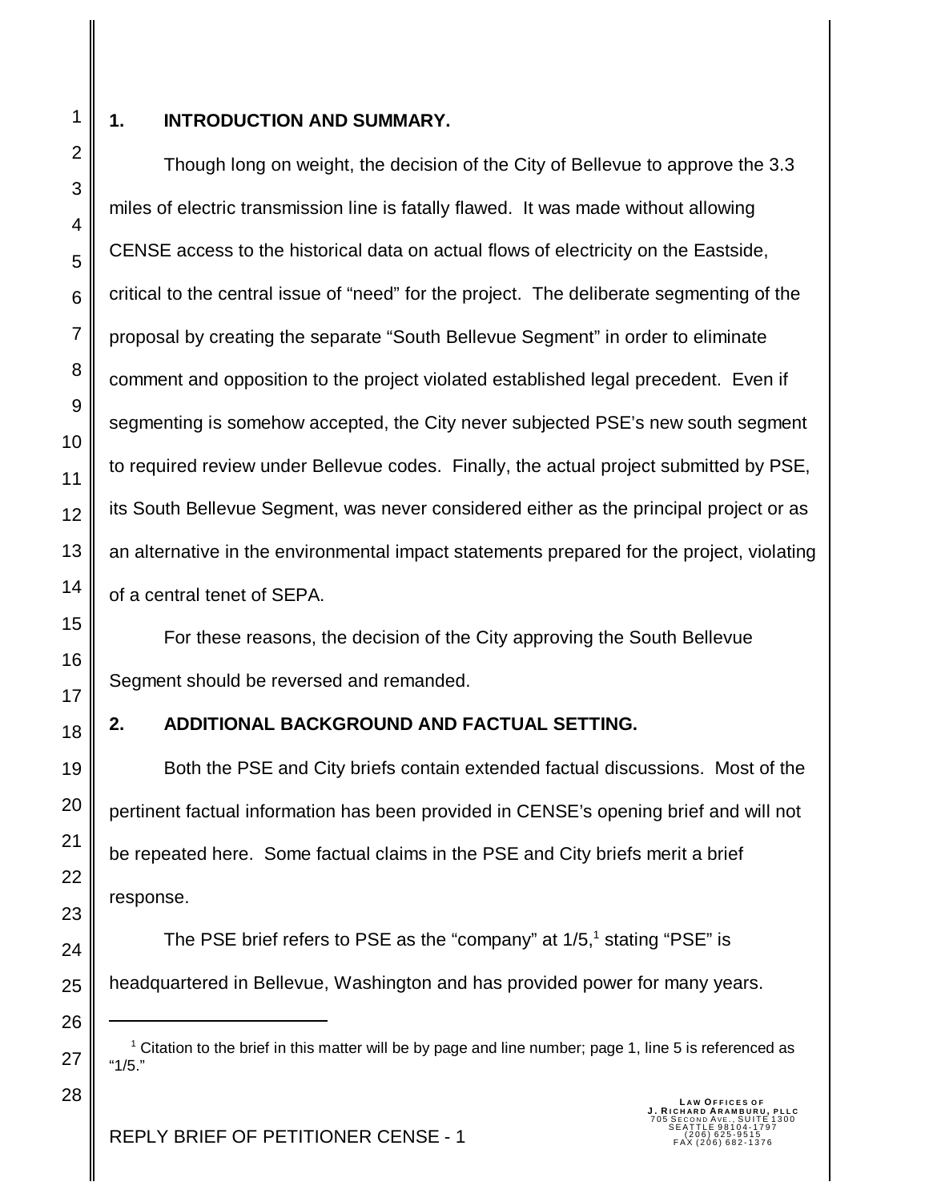## 1. INTRODUCTION AND SUMMARY.

Though long on weight, the decision of the City of Bellevue to approve the 3.3 miles of electric transmission line is fatally flawed. It was made without allowing CENSE access to the historical data on actual flows of electricity on the Eastside, critical to the central issue of "need" for the project. The deliberate segmenting of the proposal by creating the separate "South Bellevue Segment" in order to eliminate comment and opposition to the project violated established legal precedent. Even if segmenting is somehow accepted, the City never subjected PSE's new south segment to required review under Bellevue codes. Finally, the actual project submitted by PSE, its South Bellevue Segment, was never considered either as the principal project or as an alternative in the environmental impact statements prepared for the project, violating of a central tenet of SEPA.

For these reasons, the decision of the City approving the South Bellevue Segment should be reversed and remanded.

## 2. ADDITIONAL BACKGROUND AND FACTUAL SETTING.

Both the PSE and City briefs contain extended factual discussions. Most of the pertinent factual information has been provided in CENSE's opening brief and will not be repeated here. Some factual claims in the PSE and City briefs merit a brief response.

The PSE brief refers to PSE as the "company" at 1/5,[1] stating "PSE" is headquartered in Bellevue, Washington and has provided power for many years.

[1] Citation to the brief in this matter will be by page and line number; page 1, line 5 is referenced as "1/5."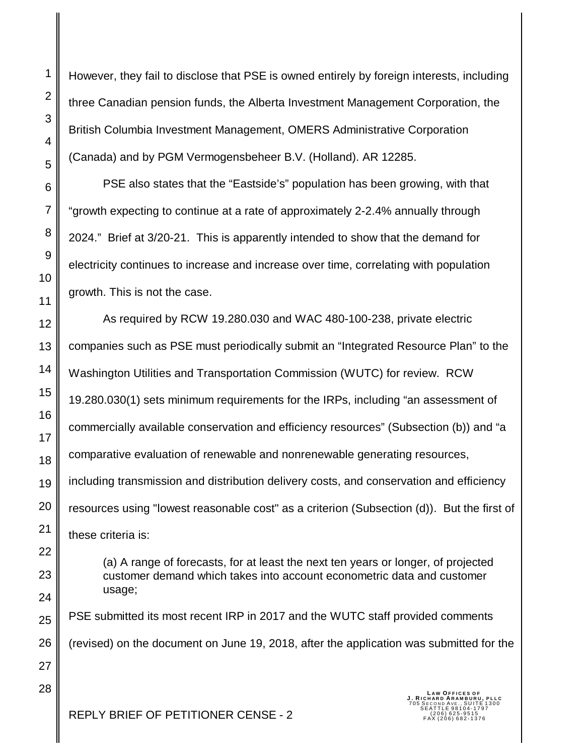However, they fail to disclose that PSE is owned entirely by foreign interests, including three Canadian pension funds, the Alberta Investment Management Corporation, the British Columbia Investment Management, OMERS Administrative Corporation (Canada) and by PGM Vermogensbeheer B.V. (Holland). AR 12285.

PSE also states that the "Eastside's" population has been growing, with that "growth expecting to continue at a rate of approximately 2-2.4% annually through 2024." Brief at 3/20-21. This is apparently intended to show that the demand for electricity continues to increase and increase over time, correlating with population growth. This is not the case.

As required by RCW 19.280.030 and WAC 480-100-238, private electric companies such as PSE must periodically submit an "Integrated Resource Plan" to the Washington Utilities and Transportation Commission (WUTC) for review. RCW 19.280.030(1) sets minimum requirements for the IRPs, including "an assessment of commercially available conservation and efficiency resources" (Subsection (b)) and "a comparative evaluation of renewable and nonrenewable generating resources, including transmission and distribution delivery costs, and conservation and efficiency resources using "lowest reasonable cost" as a criterion (Subsection (d)). But the first of these criteria is:

> (a) A range of forecasts, for at least the next ten years or longer, of projected customer demand which takes into account econometric data and customer usage;

PSE submitted its most recent IRP in 2017 and the WUTC staff provided comments (revised) on the document on June 19, 2018, after the application was submitted for the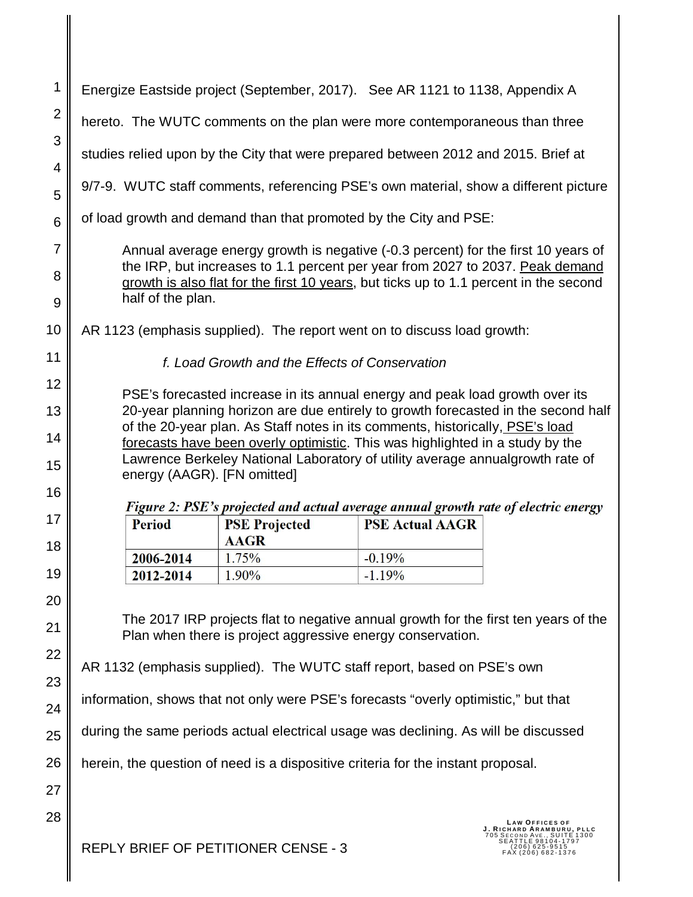Energize Eastside project (September, 2017). See AR 1121 to 1138, Appendix A hereto. The WUTC comments on the plan were more contemporaneous than three studies relied upon by the City that were prepared between 2012 and 2015. Brief at 9/7-9. WUTC staff comments, referencing PSE's own material, show a different picture of load growth and demand than that promoted by the City and PSE:

> Annual average energy growth is negative (-0.3 percent) for the first 10 years of the IRP, but increases to 1.1 percent per year from 2027 to 2037. <u>Peak demand growth is also flat for the first 10 years</u>, but ticks up to 1.1 percent in the second half of the plan.

AR 1123 (emphasis supplied). The report went on to discuss load growth:

> *f. Load Growth and the Effects of Conservation*
>
> PSE's forecasted increase in its annual energy and peak load growth over its 20-year planning horizon are due entirely to growth forecasted in the second half of the 20-year plan. As Staff notes in its comments, historically, <u>PSE's load forecasts have been overly optimistic</u>. This was highlighted in a study by the Lawrence Berkeley National Laboratory of utility average annualgrowth rate of energy (AAGR). [FN omitted]
>
> ***Figure 2: PSE's projected and actual average annual growth rate of electric energy***
>
> | Period | PSE Projected AAGR | PSE Actual AAGR |
> |---|---|---|
> | **2006-2014** | 1.75% | -0.19% |
> | **2012-2014** | 1.90% | -1.19% |
>
> The 2017 IRP projects flat to negative annual growth for the first ten years of the Plan when there is project aggressive energy conservation.

AR 1132 (emphasis supplied). The WUTC staff report, based on PSE's own information, shows that not only were PSE's forecasts "overly optimistic," but that during the same periods actual electrical usage was declining. As will be discussed herein, the question of need is a dispositive criteria for the instant proposal.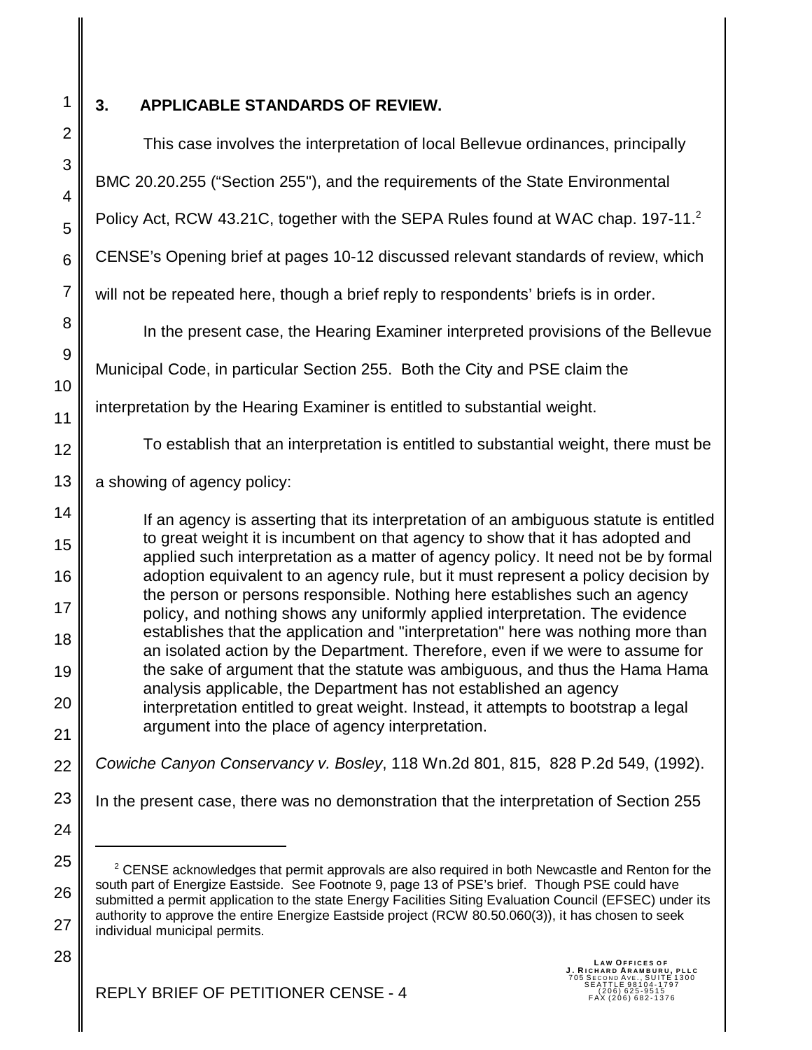**3. APPLICABLE STANDARDS OF REVIEW.**

This case involves the interpretation of local Bellevue ordinances, principally BMC 20.20.255 ("Section 255"), and the requirements of the State Environmental Policy Act, RCW 43.21C, together with the SEPA Rules found at WAC chap. 197-11.[2] CENSE's Opening brief at pages 10-12 discussed relevant standards of review, which will not be repeated here, though a brief reply to respondents' briefs is in order.

In the present case, the Hearing Examiner interpreted provisions of the Bellevue Municipal Code, in particular Section 255. Both the City and PSE claim the interpretation by the Hearing Examiner is entitled to substantial weight.

To establish that an interpretation is entitled to substantial weight, there must be a showing of agency policy:

> If an agency is asserting that its interpretation of an ambiguous statute is entitled to great weight it is incumbent on that agency to show that it has adopted and applied such interpretation as a matter of agency policy. It need not be by formal adoption equivalent to an agency rule, but it must represent a policy decision by the person or persons responsible. Nothing here establishes such an agency policy, and nothing shows any uniformly applied interpretation. The evidence establishes that the application and "interpretation" here was nothing more than an isolated action by the Department. Therefore, even if we were to assume for the sake of argument that the statute was ambiguous, and thus the Hama Hama analysis applicable, the Department has not established an agency interpretation entitled to great weight. Instead, it attempts to bootstrap a legal argument into the place of agency interpretation.

*Cowiche Canyon Conservancy v. Bosley*, 118 Wn.2d 801, 815, 828 P.2d 549, (1992).

In the present case, there was no demonstration that the interpretation of Section 255

---

[2] CENSE acknowledges that permit approvals are also required in both Newcastle and Renton for the south part of Energize Eastside. See Footnote 9, page 13 of PSE's brief. Though PSE could have submitted a permit application to the state Energy Facilities Siting Evaluation Council (EFSEC) under its authority to approve the entire Energize Eastside project (RCW 80.50.060(3)), it has chosen to seek individual municipal permits.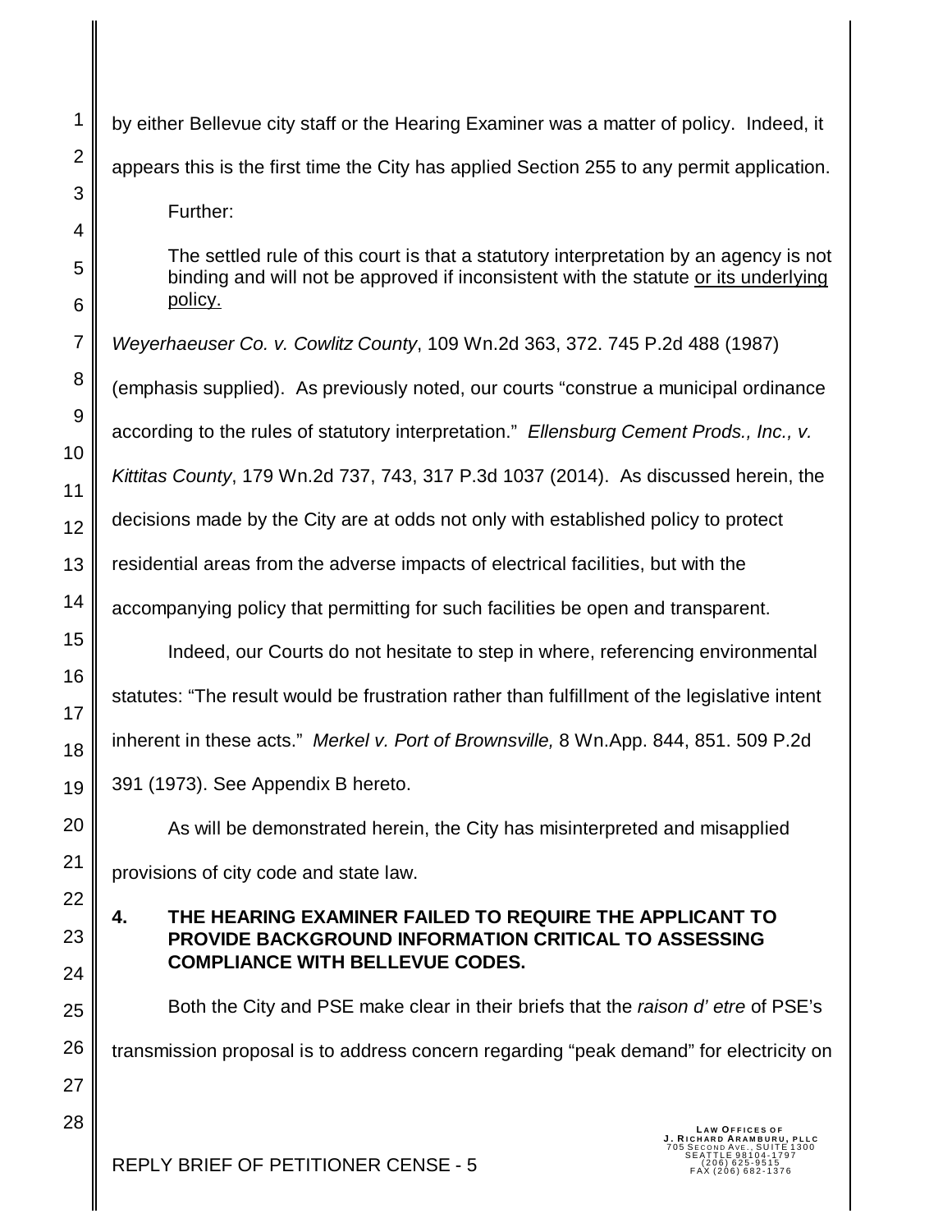by either Bellevue city staff or the Hearing Examiner was a matter of policy. Indeed, it appears this is the first time the City has applied Section 255 to any permit application.

Further:

> The settled rule of this court is that a statutory interpretation by an agency is not binding and will not be approved if inconsistent with the statute <u>or its underlying policy.</u>

*Weyerhaeuser Co. v. Cowlitz County*, 109 Wn.2d 363, 372. 745 P.2d 488 (1987) (emphasis supplied). As previously noted, our courts "construe a municipal ordinance according to the rules of statutory interpretation." *Ellensburg Cement Prods., Inc., v. Kittitas County*, 179 Wn.2d 737, 743, 317 P.3d 1037 (2014). As discussed herein, the decisions made by the City are at odds not only with established policy to protect residential areas from the adverse impacts of electrical facilities, but with the accompanying policy that permitting for such facilities be open and transparent.

Indeed, our Courts do not hesitate to step in where, referencing environmental statutes: "The result would be frustration rather than fulfillment of the legislative intent inherent in these acts." *Merkel v. Port of Brownsville,* 8 Wn.App. 844, 851. 509 P.2d 391 (1973). See Appendix B hereto.

As will be demonstrated herein, the City has misinterpreted and misapplied provisions of city code and state law.

## 4. THE HEARING EXAMINER FAILED TO REQUIRE THE APPLICANT TO PROVIDE BACKGROUND INFORMATION CRITICAL TO ASSESSING COMPLIANCE WITH BELLEVUE CODES.

Both the City and PSE make clear in their briefs that the *raison d' etre* of PSE's transmission proposal is to address concern regarding "peak demand" for electricity on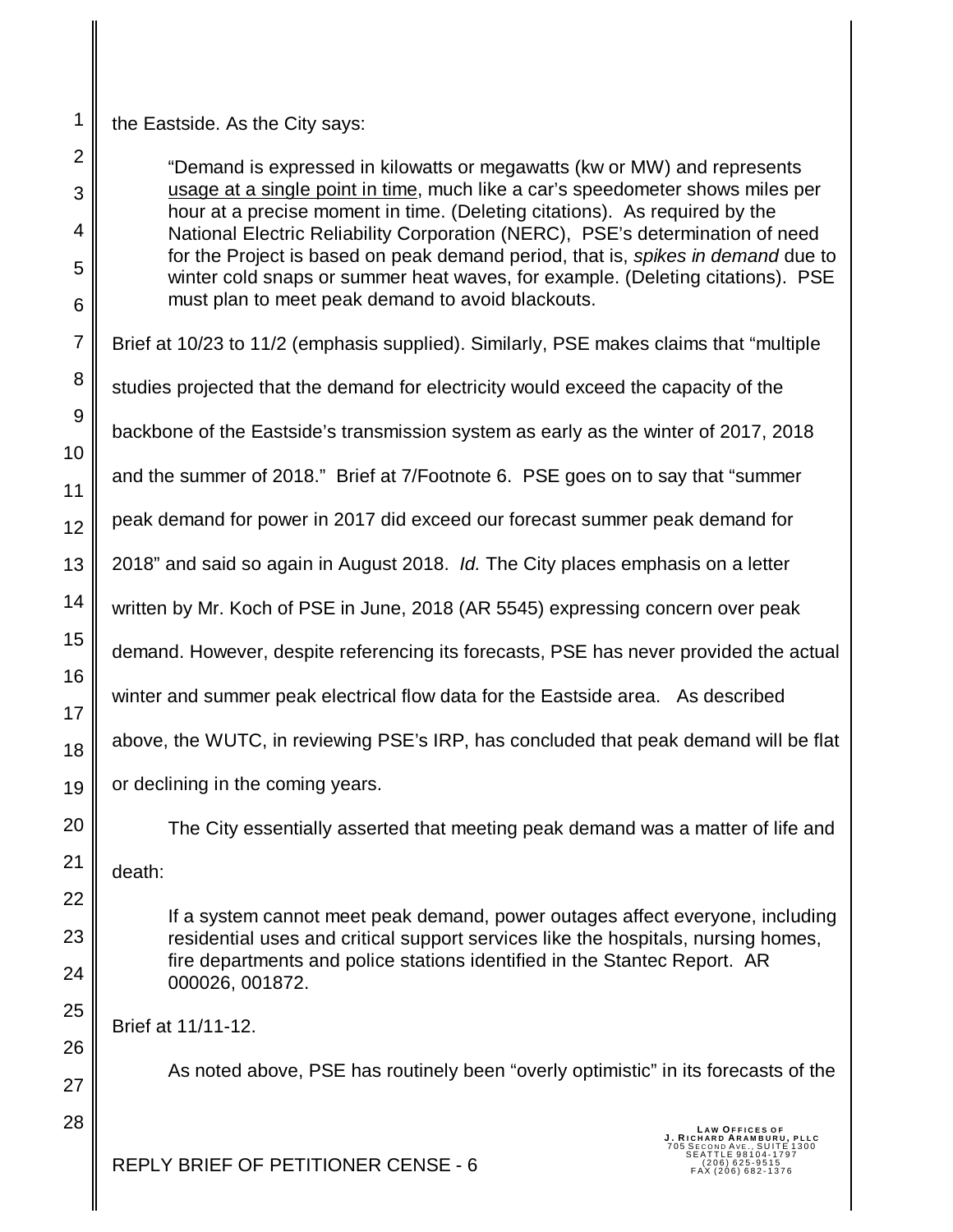the Eastside. As the City says:

> "Demand is expressed in kilowatts or megawatts (kw or MW) and represents <u>usage at a single point in time</u>, much like a car's speedometer shows miles per hour at a precise moment in time. (Deleting citations). As required by the National Electric Reliability Corporation (NERC), PSE's determination of need for the Project is based on peak demand period, that is, *spikes in demand* due to winter cold snaps or summer heat waves, for example. (Deleting citations). PSE must plan to meet peak demand to avoid blackouts.

Brief at 10/23 to 11/2 (emphasis supplied). Similarly, PSE makes claims that "multiple studies projected that the demand for electricity would exceed the capacity of the backbone of the Eastside's transmission system as early as the winter of 2017, 2018 and the summer of 2018." Brief at 7/Footnote 6. PSE goes on to say that "summer peak demand for power in 2017 did exceed our forecast summer peak demand for 2018" and said so again in August 2018. *Id.* The City places emphasis on a letter written by Mr. Koch of PSE in June, 2018 (AR 5545) expressing concern over peak demand. However, despite referencing its forecasts, PSE has never provided the actual winter and summer peak electrical flow data for the Eastside area. As described above, the WUTC, in reviewing PSE's IRP, has concluded that peak demand will be flat or declining in the coming years.

The City essentially asserted that meeting peak demand was a matter of life and death:

> If a system cannot meet peak demand, power outages affect everyone, including residential uses and critical support services like the hospitals, nursing homes, fire departments and police stations identified in the Stantec Report. AR 000026, 001872.

Brief at 11/11-12.

As noted above, PSE has routinely been "overly optimistic" in its forecasts of the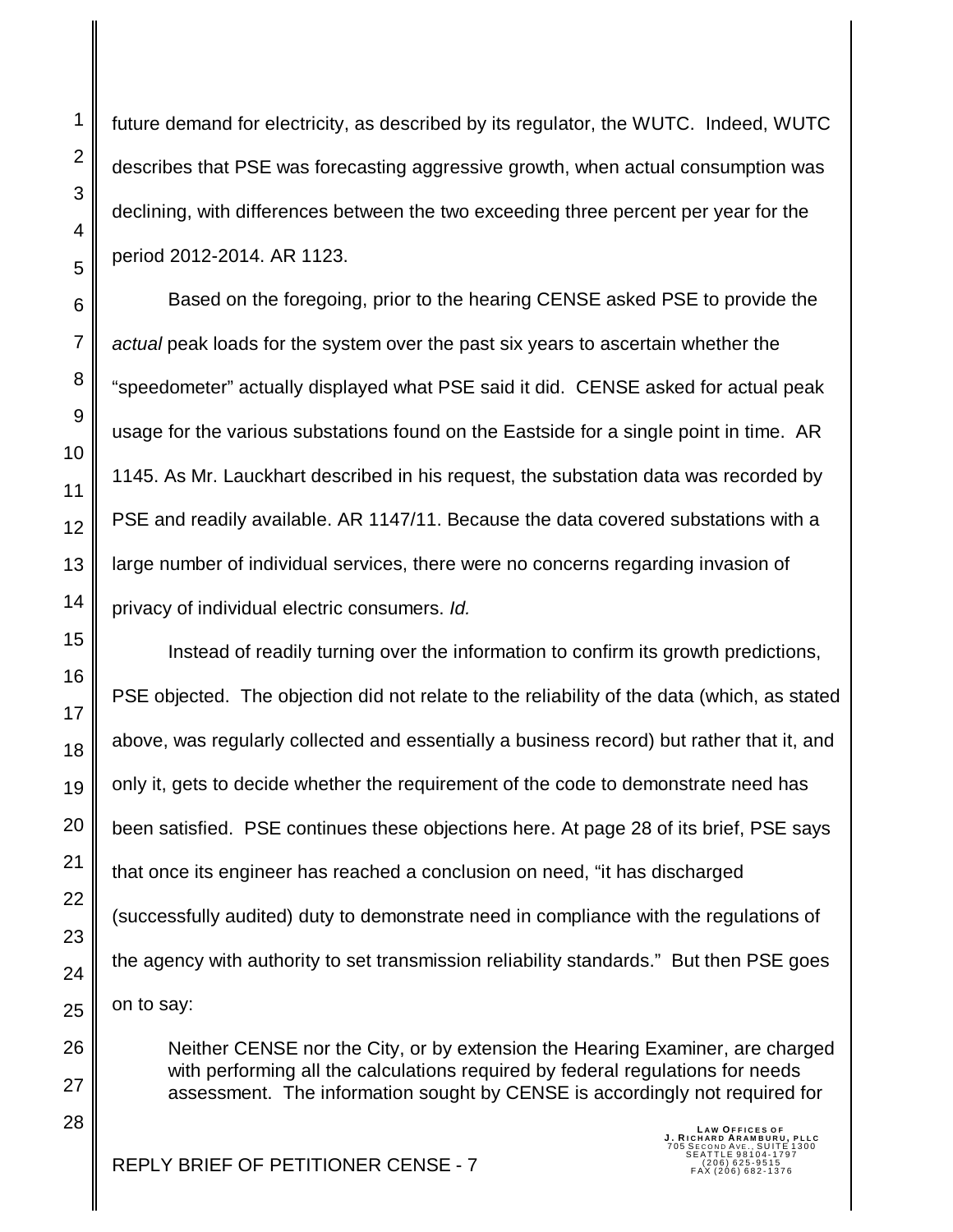future demand for electricity, as described by its regulator, the WUTC. Indeed, WUTC describes that PSE was forecasting aggressive growth, when actual consumption was declining, with differences between the two exceeding three percent per year for the period 2012-2014. AR 1123.

Based on the foregoing, prior to the hearing CENSE asked PSE to provide the *actual* peak loads for the system over the past six years to ascertain whether the "speedometer" actually displayed what PSE said it did. CENSE asked for actual peak usage for the various substations found on the Eastside for a single point in time. AR 1145. As Mr. Lauckhart described in his request, the substation data was recorded by PSE and readily available. AR 1147/11. Because the data covered substations with a large number of individual services, there were no concerns regarding invasion of privacy of individual electric consumers. *Id.*

Instead of readily turning over the information to confirm its growth predictions, PSE objected. The objection did not relate to the reliability of the data (which, as stated above, was regularly collected and essentially a business record) but rather that it, and only it, gets to decide whether the requirement of the code to demonstrate need has been satisfied. PSE continues these objections here. At page 28 of its brief, PSE says that once its engineer has reached a conclusion on need, "it has discharged (successfully audited) duty to demonstrate need in compliance with the regulations of the agency with authority to set transmission reliability standards." But then PSE goes on to say:

> Neither CENSE nor the City, or by extension the Hearing Examiner, are charged with performing all the calculations required by federal regulations for needs assessment. The information sought by CENSE is accordingly not required for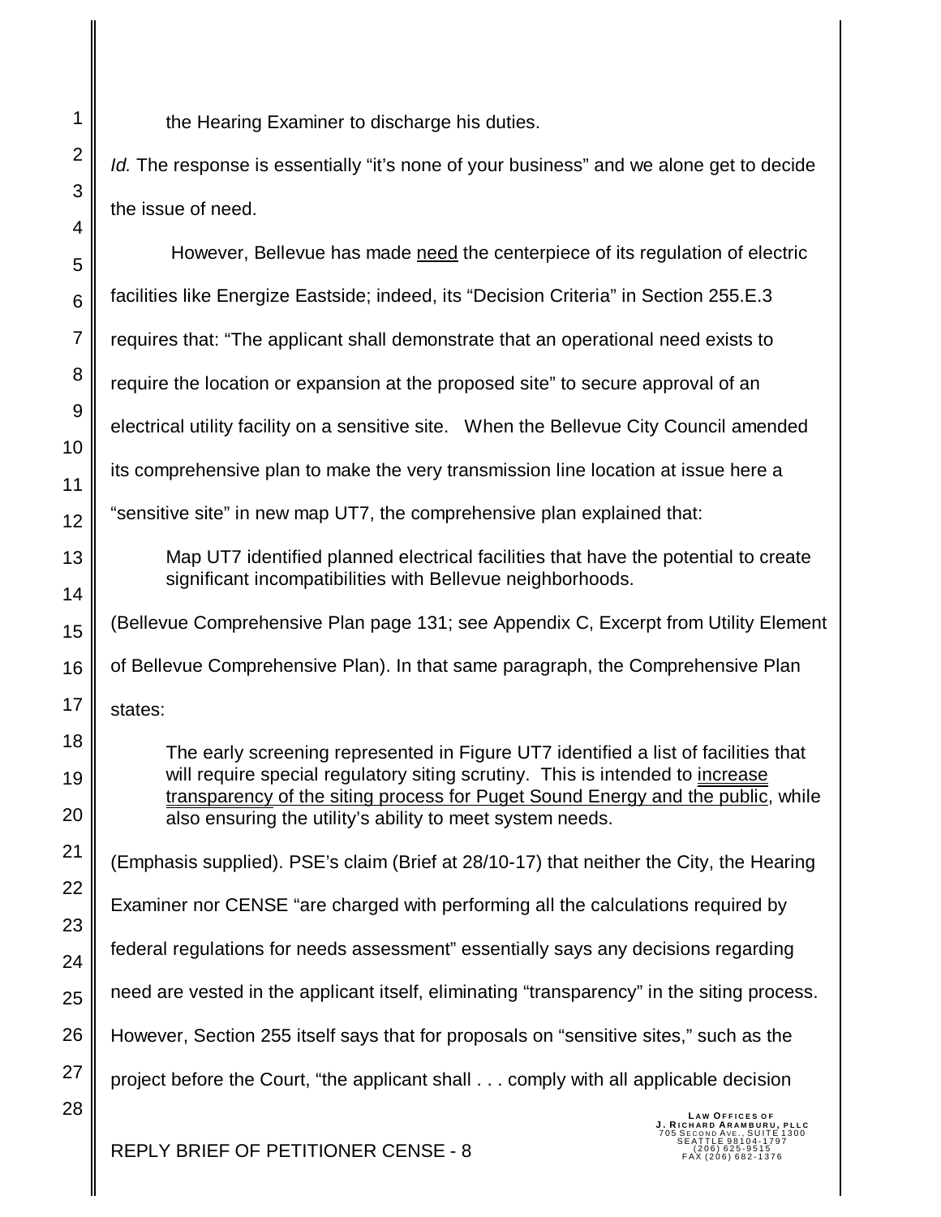the Hearing Examiner to discharge his duties.

*Id.* The response is essentially "it's none of your business" and we alone get to decide the issue of need.

However, Bellevue has made <u>need</u> the centerpiece of its regulation of electric facilities like Energize Eastside; indeed, its "Decision Criteria" in Section 255.E.3 requires that: "The applicant shall demonstrate that an operational need exists to require the location or expansion at the proposed site" to secure approval of an electrical utility facility on a sensitive site. When the Bellevue City Council amended its comprehensive plan to make the very transmission line location at issue here a "sensitive site" in new map UT7, the comprehensive plan explained that:

> Map UT7 identified planned electrical facilities that have the potential to create significant incompatibilities with Bellevue neighborhoods.

(Bellevue Comprehensive Plan page 131; see Appendix C, Excerpt from Utility Element of Bellevue Comprehensive Plan). In that same paragraph, the Comprehensive Plan states:

> The early screening represented in Figure UT7 identified a list of facilities that will require special regulatory siting scrutiny. This is intended to <u>increase transparency of the siting process for Puget Sound Energy and the public</u>, while also ensuring the utility's ability to meet system needs.

(Emphasis supplied). PSE's claim (Brief at 28/10-17) that neither the City, the Hearing Examiner nor CENSE "are charged with performing all the calculations required by federal regulations for needs assessment" essentially says any decisions regarding need are vested in the applicant itself, eliminating "transparency" in the siting process. However, Section 255 itself says that for proposals on "sensitive sites," such as the project before the Court, "the applicant shall . . . comply with all applicable decision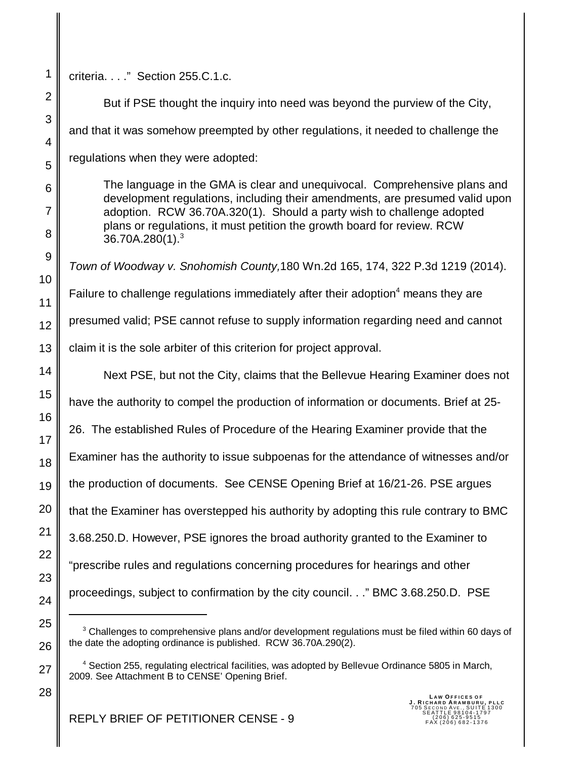criteria. . . ." Section 255.C.1.c.

But if PSE thought the inquiry into need was beyond the purview of the City, and that it was somehow preempted by other regulations, it needed to challenge the regulations when they were adopted:

> The language in the GMA is clear and unequivocal. Comprehensive plans and development regulations, including their amendments, are presumed valid upon adoption. RCW 36.70A.320(1). Should a party wish to challenge adopted plans or regulations, it must petition the growth board for review. RCW 36.70A.280(1).[3]

*Town of Woodway v. Snohomish County,* 180 Wn.2d 165, 174, 322 P.3d 1219 (2014). Failure to challenge regulations immediately after their adoption[4] means they are presumed valid; PSE cannot refuse to supply information regarding need and cannot claim it is the sole arbiter of this criterion for project approval.

Next PSE, but not the City, claims that the Bellevue Hearing Examiner does not have the authority to compel the production of information or documents. Brief at 25-26. The established Rules of Procedure of the Hearing Examiner provide that the Examiner has the authority to issue subpoenas for the attendance of witnesses and/or the production of documents. See CENSE Opening Brief at 16/21-26. PSE argues that the Examiner has overstepped his authority by adopting this rule contrary to BMC 3.68.250.D. However, PSE ignores the broad authority granted to the Examiner to "prescribe rules and regulations concerning procedures for hearings and other proceedings, subject to confirmation by the city council. . ." BMC 3.68.250.D. PSE

---

[3] Challenges to comprehensive plans and/or development regulations must be filed within 60 days of the date the adopting ordinance is published. RCW 36.70A.290(2).

[4] Section 255, regulating electrical facilities, was adopted by Bellevue Ordinance 5805 in March, 2009. See Attachment B to CENSE' Opening Brief.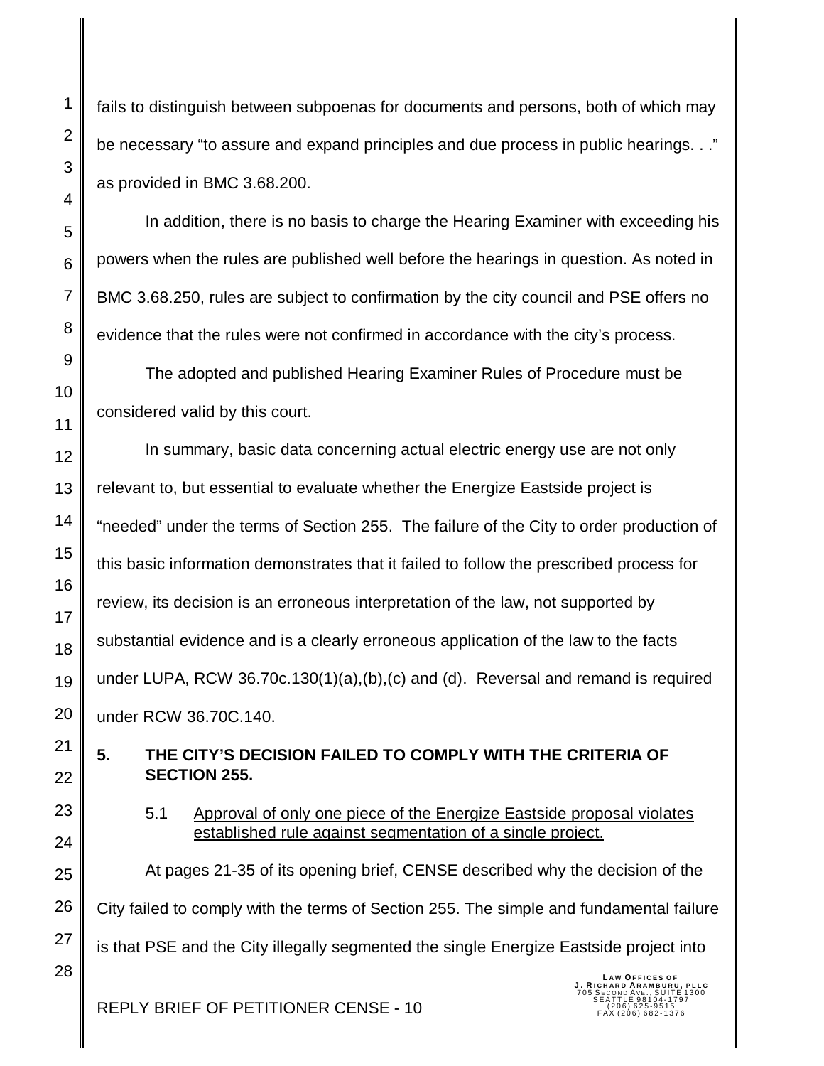fails to distinguish between subpoenas for documents and persons, both of which may be necessary "to assure and expand principles and due process in public hearings. . ." as provided in BMC 3.68.200.

In addition, there is no basis to charge the Hearing Examiner with exceeding his powers when the rules are published well before the hearings in question. As noted in BMC 3.68.250, rules are subject to confirmation by the city council and PSE offers no evidence that the rules were not confirmed in accordance with the city's process.

The adopted and published Hearing Examiner Rules of Procedure must be considered valid by this court.

In summary, basic data concerning actual electric energy use are not only relevant to, but essential to evaluate whether the Energize Eastside project is "needed" under the terms of Section 255. The failure of the City to order production of this basic information demonstrates that it failed to follow the prescribed process for review, its decision is an erroneous interpretation of the law, not supported by substantial evidence and is a clearly erroneous application of the law to the facts under LUPA, RCW 36.70c.130(1)(a),(b),(c) and (d). Reversal and remand is required under RCW 36.70C.140.

## 5. THE CITY'S DECISION FAILED TO COMPLY WITH THE CRITERIA OF SECTION 255.

### 5.1 Approval of only one piece of the Energize Eastside proposal violates established rule against segmentation of a single project.

At pages 21-35 of its opening brief, CENSE described why the decision of the City failed to comply with the terms of Section 255. The simple and fundamental failure is that PSE and the City illegally segmented the single Energize Eastside project into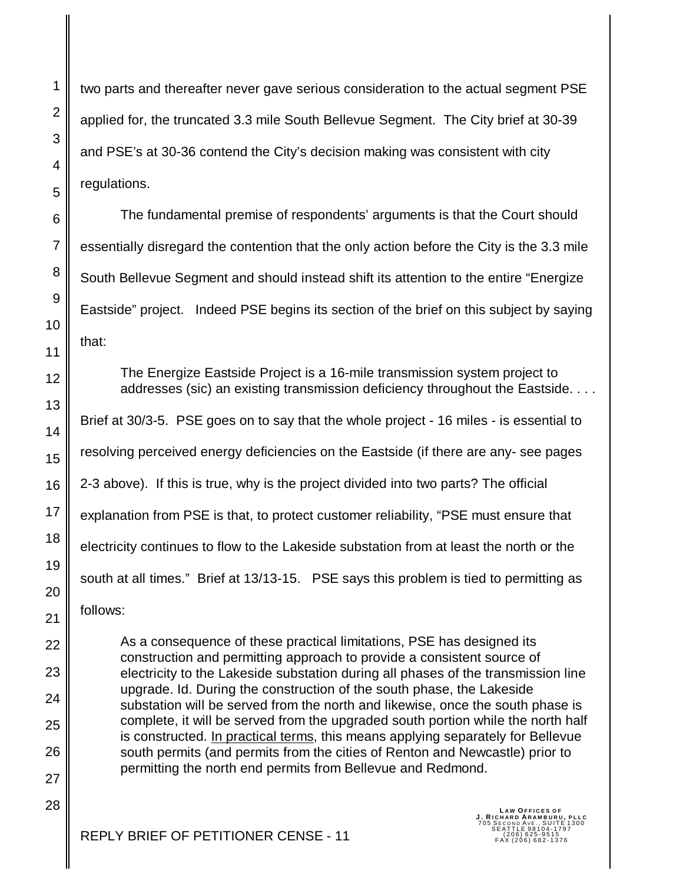two parts and thereafter never gave serious consideration to the actual segment PSE applied for, the truncated 3.3 mile South Bellevue Segment. The City brief at 30-39 and PSE's at 30-36 contend the City's decision making was consistent with city regulations.

The fundamental premise of respondents' arguments is that the Court should essentially disregard the contention that the only action before the City is the 3.3 mile South Bellevue Segment and should instead shift its attention to the entire "Energize Eastside" project. Indeed PSE begins its section of the brief on this subject by saying that:

> The Energize Eastside Project is a 16-mile transmission system project to addresses (sic) an existing transmission deficiency throughout the Eastside. . . .

Brief at 30/3-5. PSE goes on to say that the whole project - 16 miles - is essential to resolving perceived energy deficiencies on the Eastside (if there are any- see pages 2-3 above). If this is true, why is the project divided into two parts? The official explanation from PSE is that, to protect customer reliability, "PSE must ensure that electricity continues to flow to the Lakeside substation from at least the north or the south at all times." Brief at 13/13-15. PSE says this problem is tied to permitting as follows:

> As a consequence of these practical limitations, PSE has designed its construction and permitting approach to provide a consistent source of electricity to the Lakeside substation during all phases of the transmission line upgrade. Id. During the construction of the south phase, the Lakeside substation will be served from the north and likewise, once the south phase is complete, it will be served from the upgraded south portion while the north half is constructed. <u>In practical terms</u>, this means applying separately for Bellevue south permits (and permits from the cities of Renton and Newcastle) prior to permitting the north end permits from Bellevue and Redmond.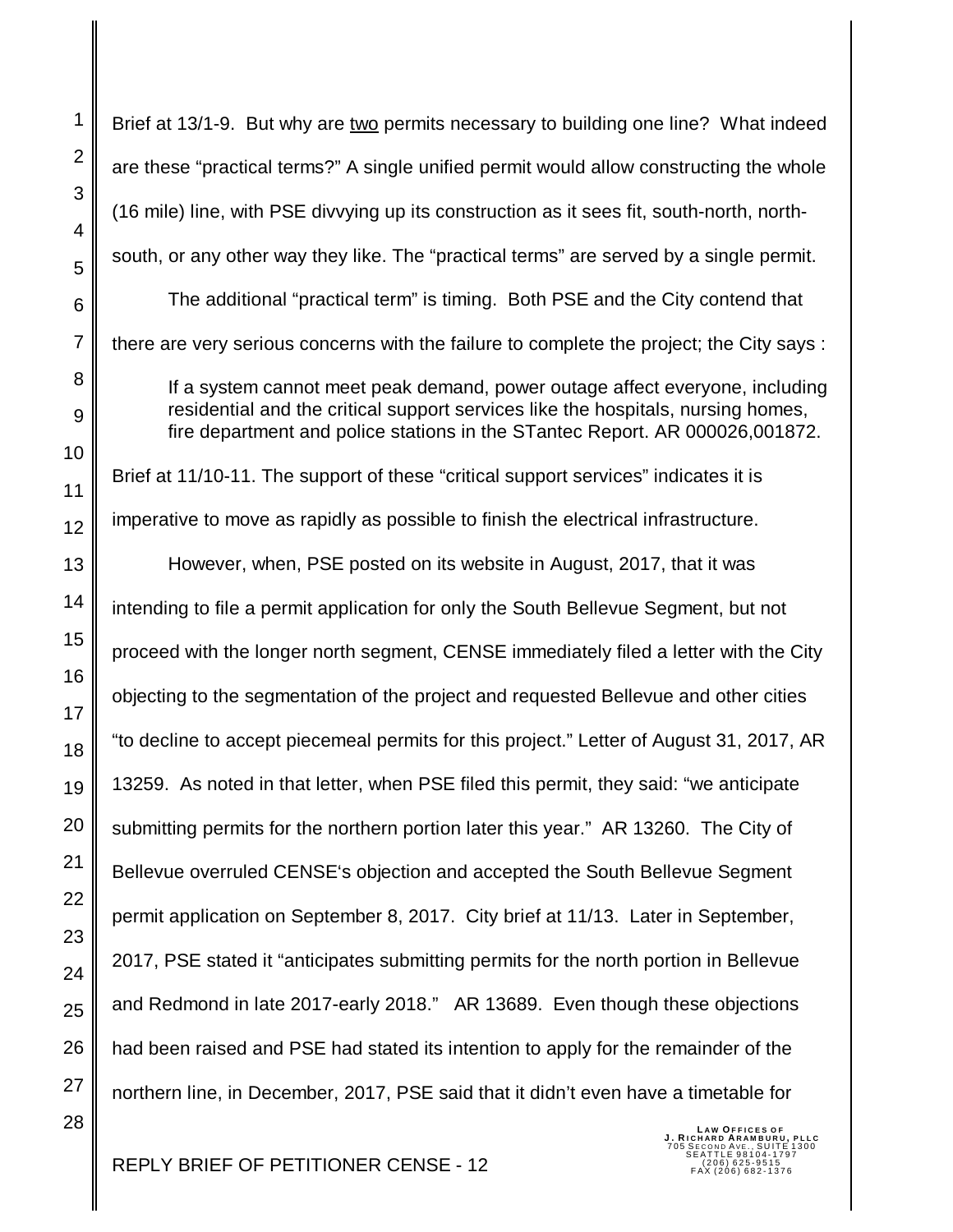Brief at 13/1-9. But why are two permits necessary to building one line? What indeed are these "practical terms?" A single unified permit would allow constructing the whole (16 mile) line, with PSE divvying up its construction as it sees fit, south-north, north-south, or any other way they like. The "practical terms" are served by a single permit.

The additional "practical term" is timing. Both PSE and the City contend that there are very serious concerns with the failure to complete the project; the City says :

> If a system cannot meet peak demand, power outage affect everyone, including residential and the critical support services like the hospitals, nursing homes, fire department and police stations in the STantec Report. AR 000026,001872.

Brief at 11/10-11. The support of these "critical support services" indicates it is imperative to move as rapidly as possible to finish the electrical infrastructure.

However, when, PSE posted on its website in August, 2017, that it was intending to file a permit application for only the South Bellevue Segment, but not proceed with the longer north segment, CENSE immediately filed a letter with the City objecting to the segmentation of the project and requested Bellevue and other cities "to decline to accept piecemeal permits for this project." Letter of August 31, 2017, AR 13259. As noted in that letter, when PSE filed this permit, they said: "we anticipate submitting permits for the northern portion later this year." AR 13260. The City of Bellevue overruled CENSE's objection and accepted the South Bellevue Segment permit application on September 8, 2017. City brief at 11/13. Later in September, 2017, PSE stated it "anticipates submitting permits for the north portion in Bellevue and Redmond in late 2017-early 2018." AR 13689. Even though these objections had been raised and PSE had stated its intention to apply for the remainder of the northern line, in December, 2017, PSE said that it didn't even have a timetable for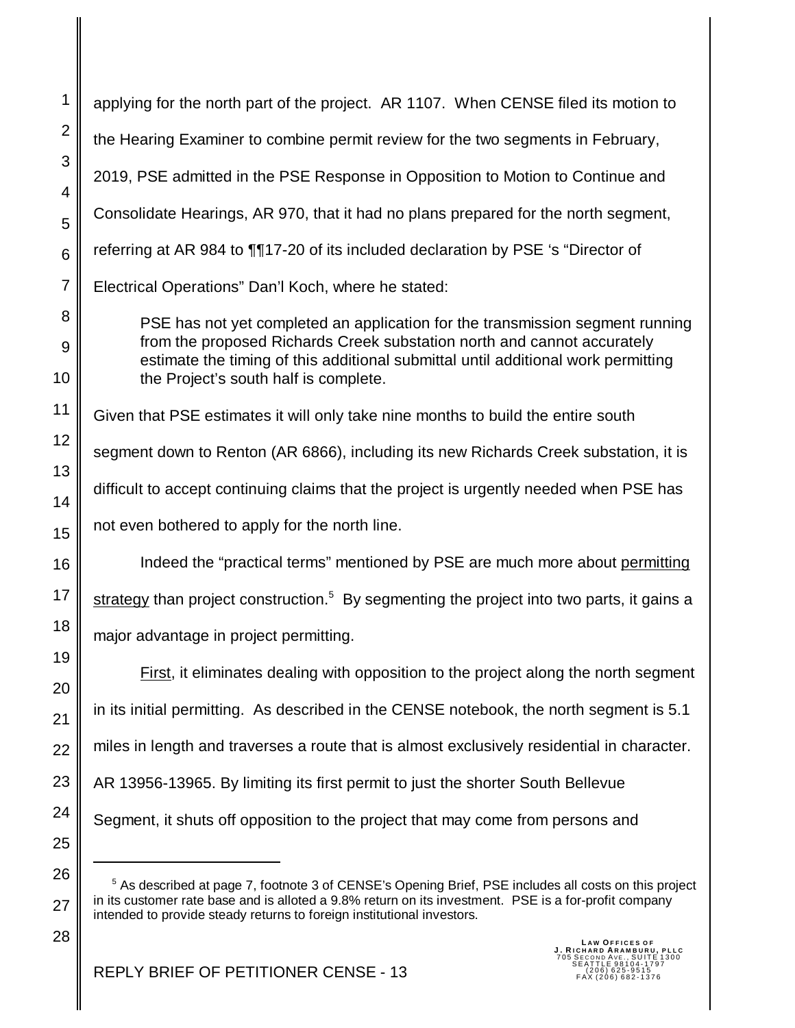applying for the north part of the project. AR 1107. When CENSE filed its motion to the Hearing Examiner to combine permit review for the two segments in February, 2019, PSE admitted in the PSE Response in Opposition to Motion to Continue and Consolidate Hearings, AR 970, that it had no plans prepared for the north segment, referring at AR 984 to ¶¶17-20 of its included declaration by PSE 's "Director of Electrical Operations" Dan'l Koch, where he stated:

> PSE has not yet completed an application for the transmission segment running from the proposed Richards Creek substation north and cannot accurately estimate the timing of this additional submittal until additional work permitting the Project's south half is complete.

Given that PSE estimates it will only take nine months to build the entire south segment down to Renton (AR 6866), including its new Richards Creek substation, it is difficult to accept continuing claims that the project is urgently needed when PSE has not even bothered to apply for the north line.

Indeed the "practical terms" mentioned by PSE are much more about <u>permitting strategy</u> than project construction.[5] By segmenting the project into two parts, it gains a major advantage in project permitting.

<u>First</u>, it eliminates dealing with opposition to the project along the north segment in its initial permitting. As described in the CENSE notebook, the north segment is 5.1 miles in length and traverses a route that is almost exclusively residential in character. AR 13956-13965. By limiting its first permit to just the shorter South Bellevue Segment, it shuts off opposition to the project that may come from persons and

---

[5] As described at page 7, footnote 3 of CENSE's Opening Brief, PSE includes all costs on this project in its customer rate base and is alloted a 9.8% return on its investment. PSE is a for-profit company intended to provide steady returns to foreign institutional investors.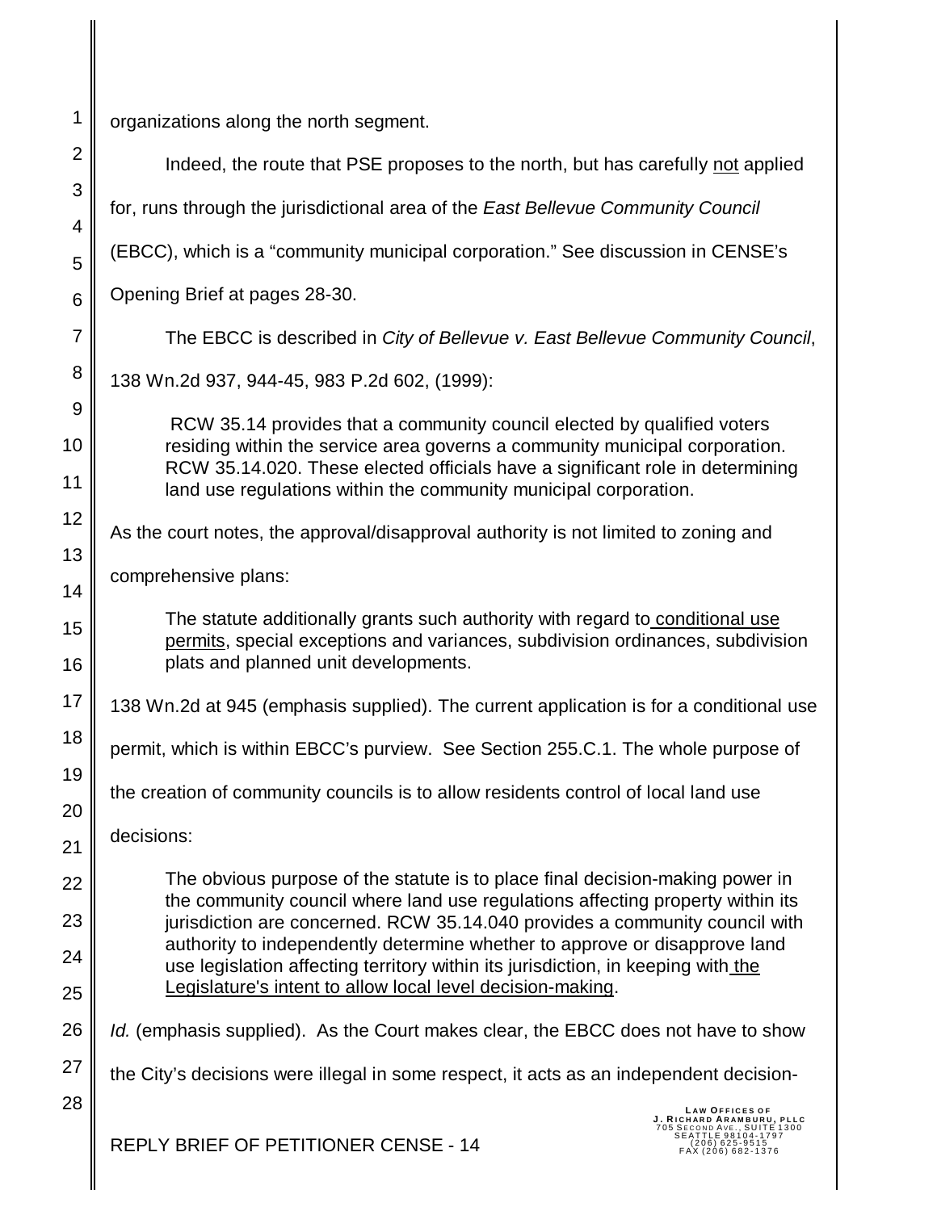organizations along the north segment.

Indeed, the route that PSE proposes to the north, but has carefully <u>not</u> applied for, runs through the jurisdictional area of the *East Bellevue Community Council* (EBCC), which is a "community municipal corporation." See discussion in CENSE's Opening Brief at pages 28-30.

The EBCC is described in *City of Bellevue v. East Bellevue Community Council*, 138 Wn.2d 937, 944-45, 983 P.2d 602, (1999):

> RCW 35.14 provides that a community council elected by qualified voters residing within the service area governs a community municipal corporation. RCW 35.14.020. These elected officials have a significant role in determining land use regulations within the community municipal corporation.

As the court notes, the approval/disapproval authority is not limited to zoning and comprehensive plans:

> The statute additionally grants such authority with regard to <u>conditional use permits</u>, special exceptions and variances, subdivision ordinances, subdivision plats and planned unit developments.

138 Wn.2d at 945 (emphasis supplied). The current application is for a conditional use permit, which is within EBCC's purview. See Section 255.C.1. The whole purpose of the creation of community councils is to allow residents control of local land use decisions:

> The obvious purpose of the statute is to place final decision-making power in the community council where land use regulations affecting property within its jurisdiction are concerned. RCW 35.14.040 provides a community council with authority to independently determine whether to approve or disapprove land use legislation affecting territory within its jurisdiction, in keeping with <u>the Legislature's intent to allow local level decision-making</u>.

*Id.* (emphasis supplied). As the Court makes clear, the EBCC does not have to show the City's decisions were illegal in some respect, it acts as an independent decision-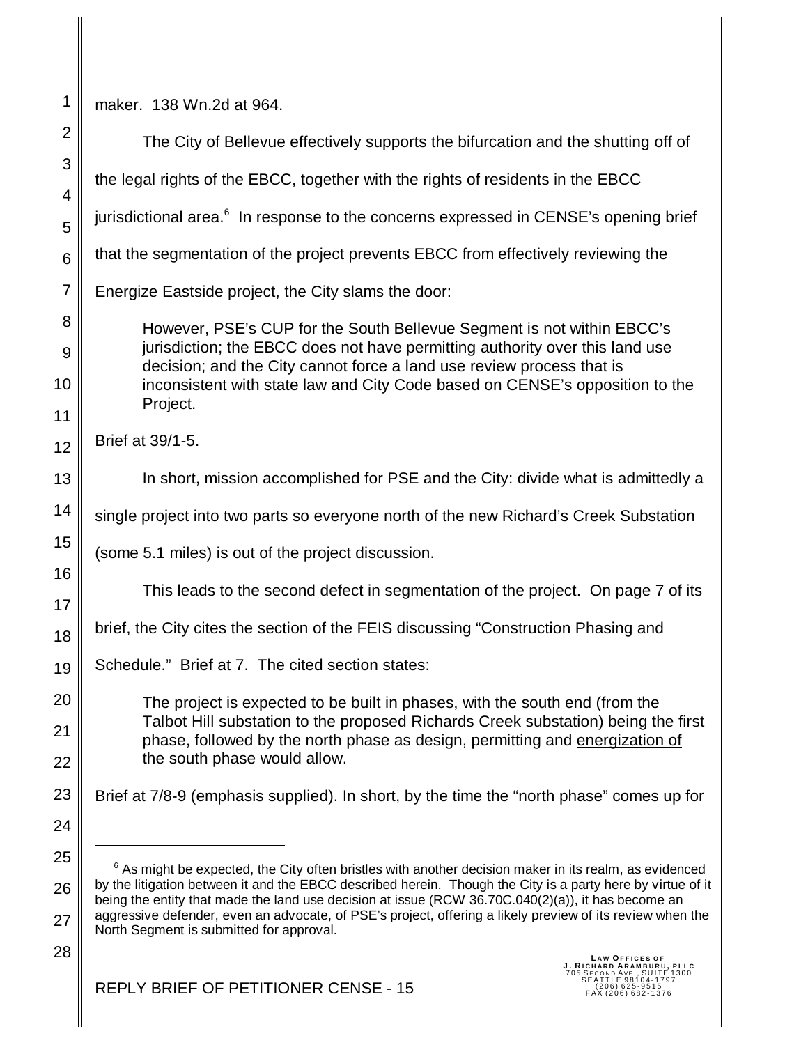maker. 138 Wn.2d at 964.

The City of Bellevue effectively supports the bifurcation and the shutting off of the legal rights of the EBCC, together with the rights of residents in the EBCC jurisdictional area.[6] In response to the concerns expressed in CENSE's opening brief that the segmentation of the project prevents EBCC from effectively reviewing the Energize Eastside project, the City slams the door:

> However, PSE's CUP for the South Bellevue Segment is not within EBCC's jurisdiction; the EBCC does not have permitting authority over this land use decision; and the City cannot force a land use review process that is inconsistent with state law and City Code based on CENSE's opposition to the Project.

Brief at 39/1-5.

In short, mission accomplished for PSE and the City: divide what is admittedly a single project into two parts so everyone north of the new Richard's Creek Substation (some 5.1 miles) is out of the project discussion.

This leads to the <u>second</u> defect in segmentation of the project. On page 7 of its brief, the City cites the section of the FEIS discussing "Construction Phasing and Schedule." Brief at 7. The cited section states:

> The project is expected to be built in phases, with the south end (from the Talbot Hill substation to the proposed Richards Creek substation) being the first phase, followed by the north phase as design, permitting and <u>energization of the south phase would allow</u>.

Brief at 7/8-9 (emphasis supplied). In short, by the time the "north phase" comes up for

---

[6] As might be expected, the City often bristles with another decision maker in its realm, as evidenced by the litigation between it and the EBCC described herein. Though the City is a party here by virtue of it being the entity that made the land use decision at issue (RCW 36.70C.040(2)(a)), it has become an aggressive defender, even an advocate, of PSE's project, offering a likely preview of its review when the North Segment is submitted for approval.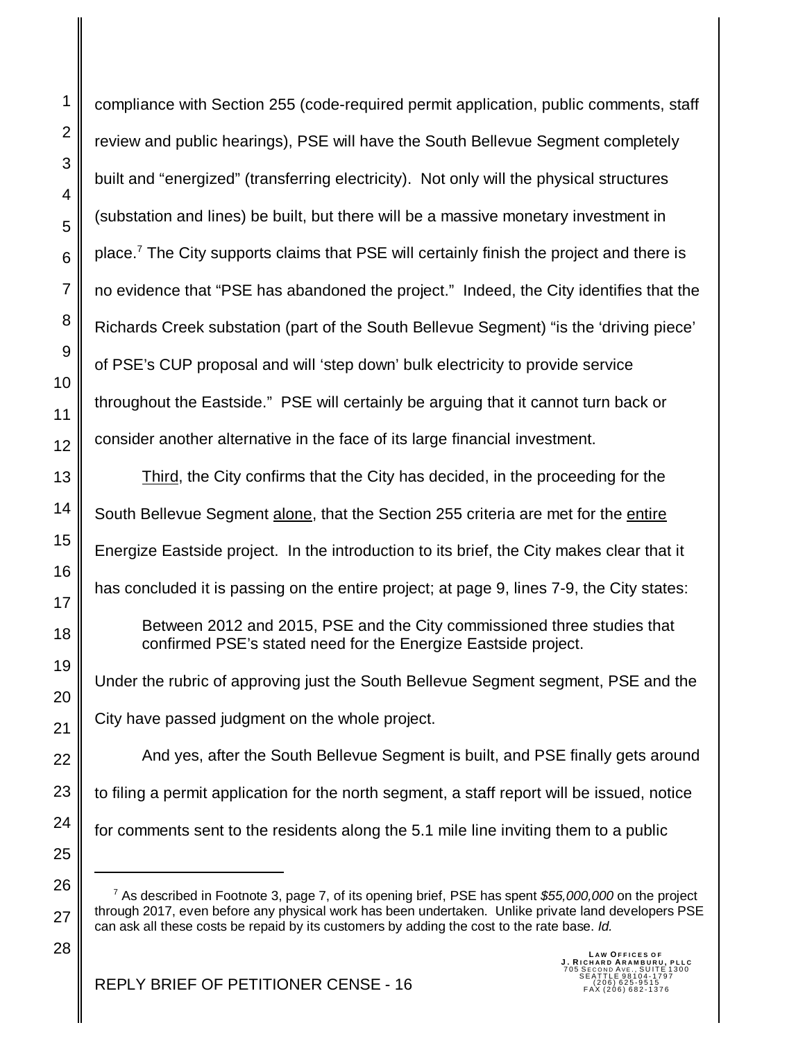compliance with Section 255 (code-required permit application, public comments, staff review and public hearings), PSE will have the South Bellevue Segment completely built and "energized" (transferring electricity). Not only will the physical structures (substation and lines) be built, but there will be a massive monetary investment in place.[7] The City supports claims that PSE will certainly finish the project and there is no evidence that "PSE has abandoned the project." Indeed, the City identifies that the Richards Creek substation (part of the South Bellevue Segment) "is the 'driving piece' of PSE's CUP proposal and will 'step down' bulk electricity to provide service throughout the Eastside." PSE will certainly be arguing that it cannot turn back or consider another alternative in the face of its large financial investment.

<u>Third</u>, the City confirms that the City has decided, in the proceeding for the South Bellevue Segment <u>alone</u>, that the Section 255 criteria are met for the <u>entire</u> Energize Eastside project. In the introduction to its brief, the City makes clear that it has concluded it is passing on the entire project; at page 9, lines 7-9, the City states:

> Between 2012 and 2015, PSE and the City commissioned three studies that confirmed PSE's stated need for the Energize Eastside project.

Under the rubric of approving just the South Bellevue Segment segment, PSE and the City have passed judgment on the whole project.

And yes, after the South Bellevue Segment is built, and PSE finally gets around to filing a permit application for the north segment, a staff report will be issued, notice for comments sent to the residents along the 5.1 mile line inviting them to a public

---

[7] As described in Footnote 3, page 7, of its opening brief, PSE has spent *$55,000,000* on the project through 2017, even before any physical work has been undertaken. Unlike private land developers PSE can ask all these costs be repaid by its customers by adding the cost to the rate base. *Id.*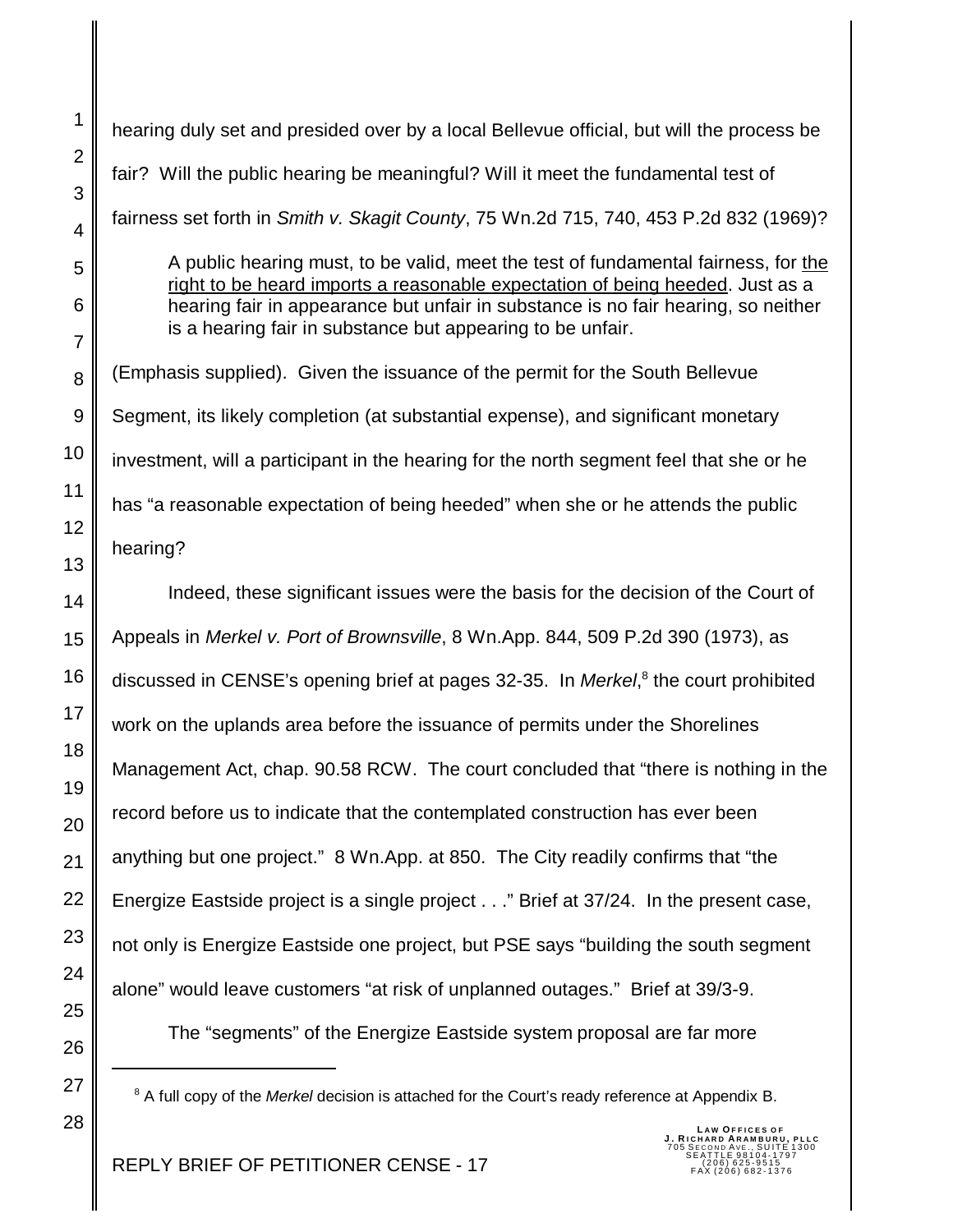hearing duly set and presided over by a local Bellevue official, but will the process be fair? Will the public hearing be meaningful? Will it meet the fundamental test of fairness set forth in *Smith v. Skagit County*, 75 Wn.2d 715, 740, 453 P.2d 832 (1969)?

> A public hearing must, to be valid, meet the test of fundamental fairness, for the right to be heard imports a reasonable expectation of being heeded. Just as a hearing fair in appearance but unfair in substance is no fair hearing, so neither is a hearing fair in substance but appearing to be unfair.

(Emphasis supplied). Given the issuance of the permit for the South Bellevue Segment, its likely completion (at substantial expense), and significant monetary investment, will a participant in the hearing for the north segment feel that she or he has "a reasonable expectation of being heeded" when she or he attends the public hearing?

Indeed, these significant issues were the basis for the decision of the Court of Appeals in *Merkel v. Port of Brownsville*, 8 Wn.App. 844, 509 P.2d 390 (1973), as discussed in CENSE's opening brief at pages 32-35. In *Merkel*,[8] the court prohibited work on the uplands area before the issuance of permits under the Shorelines Management Act, chap. 90.58 RCW. The court concluded that "there is nothing in the record before us to indicate that the contemplated construction has ever been anything but one project." 8 Wn.App. at 850. The City readily confirms that "the Energize Eastside project is a single project . . ." Brief at 37/24. In the present case, not only is Energize Eastside one project, but PSE says "building the south segment alone" would leave customers "at risk of unplanned outages." Brief at 39/3-9.

The "segments" of the Energize Eastside system proposal are far more

[8] A full copy of the *Merkel* decision is attached for the Court's ready reference at Appendix B.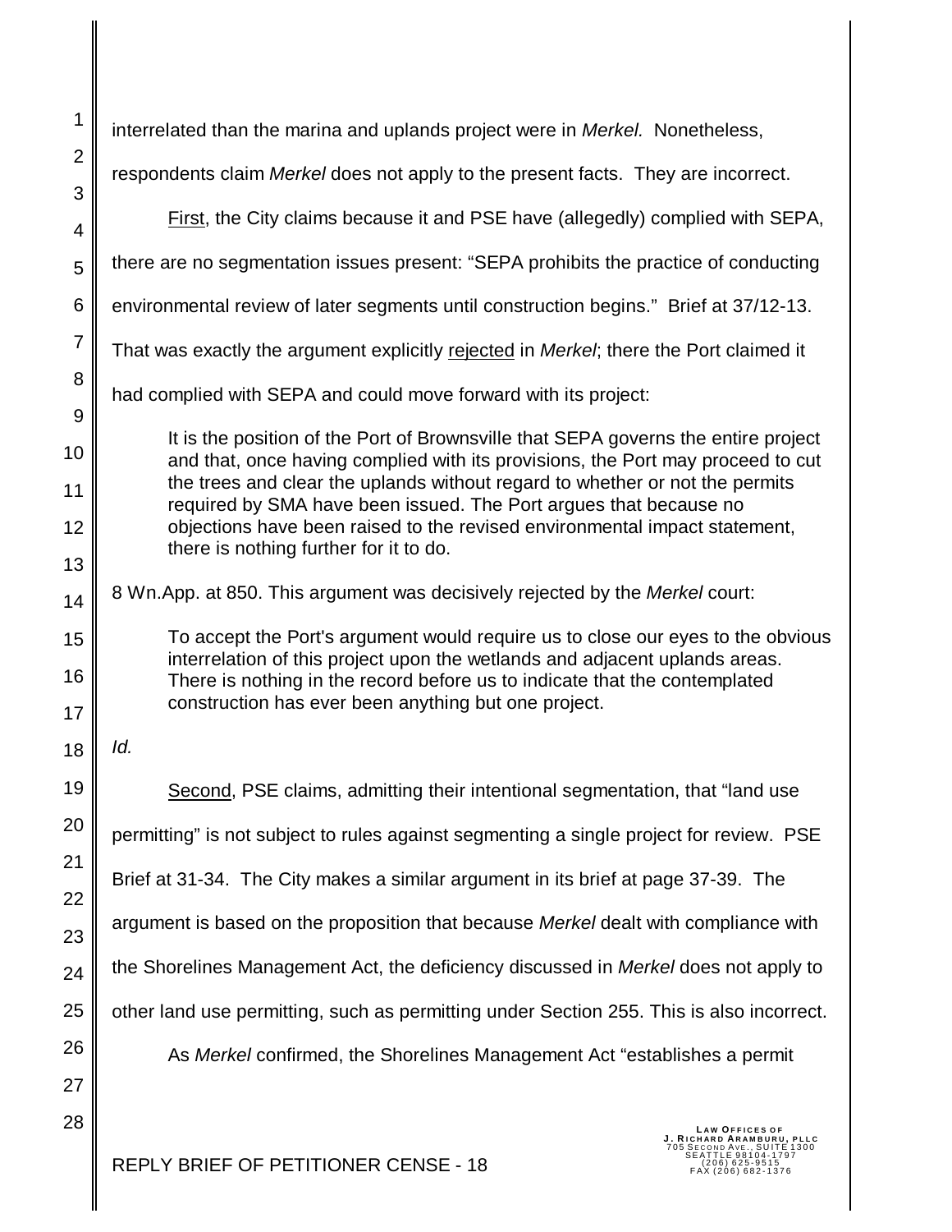interrelated than the marina and uplands project were in *Merkel.* Nonetheless, respondents claim *Merkel* does not apply to the present facts. They are incorrect.

First, the City claims because it and PSE have (allegedly) complied with SEPA, there are no segmentation issues present: "SEPA prohibits the practice of conducting environmental review of later segments until construction begins." Brief at 37/12-13. That was exactly the argument explicitly rejected in *Merkel*; there the Port claimed it had complied with SEPA and could move forward with its project:

> It is the position of the Port of Brownsville that SEPA governs the entire project and that, once having complied with its provisions, the Port may proceed to cut the trees and clear the uplands without regard to whether or not the permits required by SMA have been issued. The Port argues that because no objections have been raised to the revised environmental impact statement, there is nothing further for it to do.

8 Wn.App. at 850. This argument was decisively rejected by the *Merkel* court:

> To accept the Port's argument would require us to close our eyes to the obvious interrelation of this project upon the wetlands and adjacent uplands areas. There is nothing in the record before us to indicate that the contemplated construction has ever been anything but one project.

*Id.*

Second, PSE claims, admitting their intentional segmentation, that "land use permitting" is not subject to rules against segmenting a single project for review. PSE Brief at 31-34. The City makes a similar argument in its brief at page 37-39. The argument is based on the proposition that because *Merkel* dealt with compliance with the Shorelines Management Act, the deficiency discussed in *Merkel* does not apply to other land use permitting, such as permitting under Section 255. This is also incorrect.

As *Merkel* confirmed, the Shorelines Management Act "establishes a permit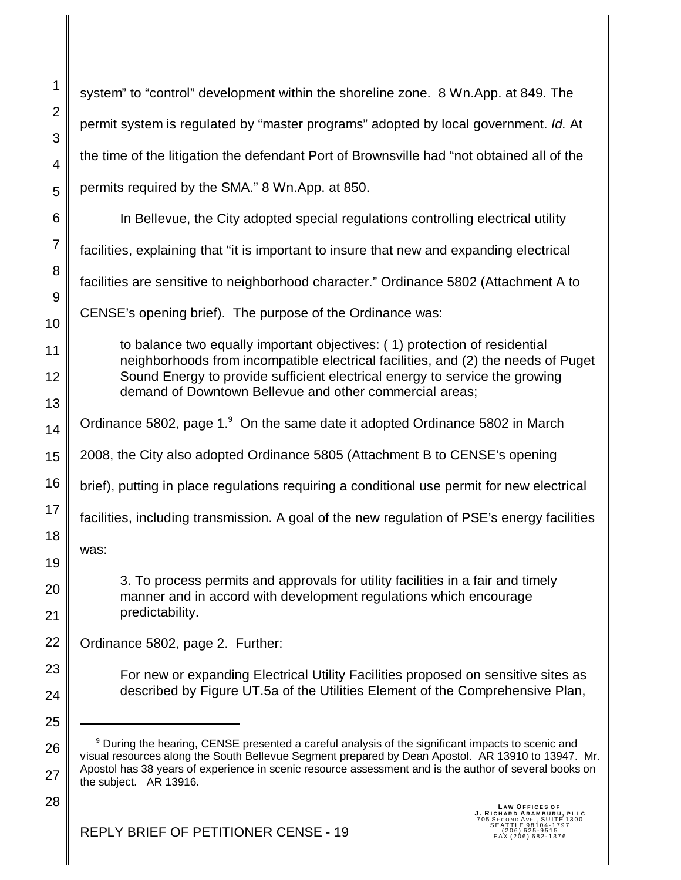system" to "control" development within the shoreline zone. 8 Wn.App. at 849. The permit system is regulated by "master programs" adopted by local government. *Id.* At the time of the litigation the defendant Port of Brownsville had "not obtained all of the permits required by the SMA." 8 Wn.App. at 850.

In Bellevue, the City adopted special regulations controlling electrical utility facilities, explaining that "it is important to insure that new and expanding electrical facilities are sensitive to neighborhood character." Ordinance 5802 (Attachment A to CENSE's opening brief). The purpose of the Ordinance was:

> to balance two equally important objectives: ( 1) protection of residential neighborhoods from incompatible electrical facilities, and (2) the needs of Puget Sound Energy to provide sufficient electrical energy to service the growing demand of Downtown Bellevue and other commercial areas;

Ordinance 5802, page 1.[9] On the same date it adopted Ordinance 5802 in March 2008, the City also adopted Ordinance 5805 (Attachment B to CENSE's opening brief), putting in place regulations requiring a conditional use permit for new electrical facilities, including transmission. A goal of the new regulation of PSE's energy facilities was:

> 3. To process permits and approvals for utility facilities in a fair and timely manner and in accord with development regulations which encourage predictability.

Ordinance 5802, page 2. Further:

> For new or expanding Electrical Utility Facilities proposed on sensitive sites as described by Figure UT.5a of the Utilities Element of the Comprehensive Plan,

---

[9] During the hearing, CENSE presented a careful analysis of the significant impacts to scenic and visual resources along the South Bellevue Segment prepared by Dean Apostol. AR 13910 to 13947. Mr. Apostol has 38 years of experience in scenic resource assessment and is the author of several books on the subject. AR 13916.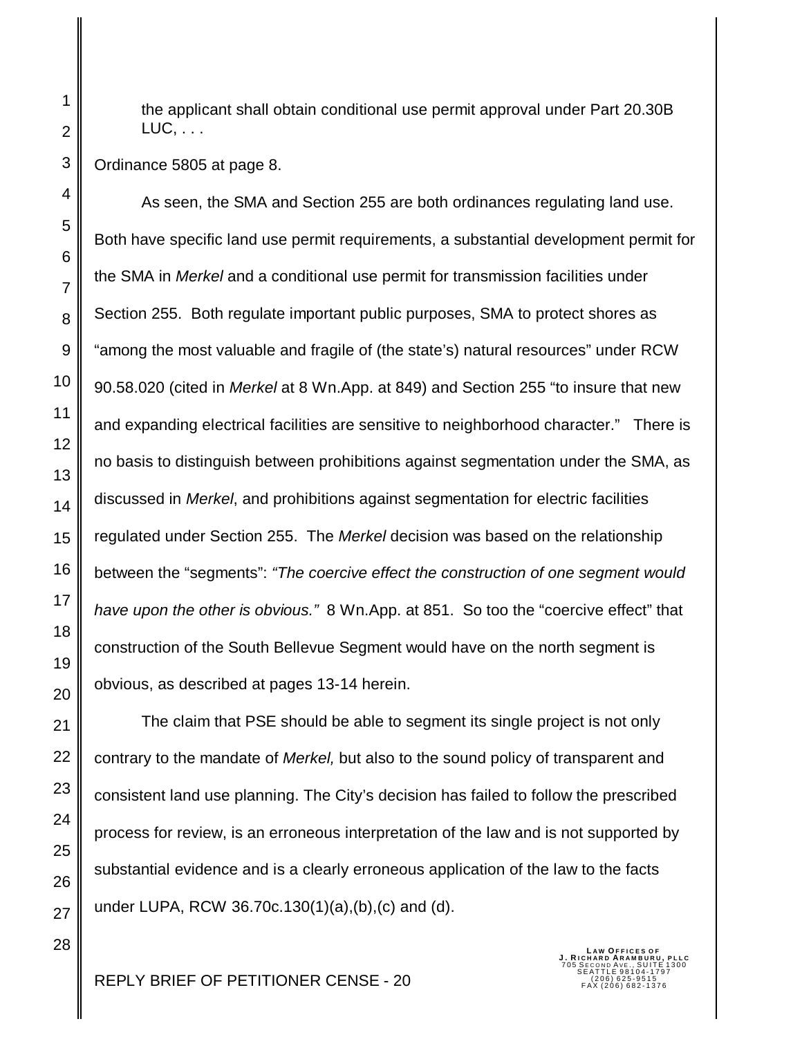> the applicant shall obtain conditional use permit approval under Part 20.30B LUC, . . .

Ordinance 5805 at page 8.

As seen, the SMA and Section 255 are both ordinances regulating land use. Both have specific land use permit requirements, a substantial development permit for the SMA in *Merkel* and a conditional use permit for transmission facilities under Section 255. Both regulate important public purposes, SMA to protect shores as "among the most valuable and fragile of (the state's) natural resources" under RCW 90.58.020 (cited in *Merkel* at 8 Wn.App. at 849) and Section 255 "to insure that new and expanding electrical facilities are sensitive to neighborhood character." There is no basis to distinguish between prohibitions against segmentation under the SMA, as discussed in *Merkel*, and prohibitions against segmentation for electric facilities regulated under Section 255. The *Merkel* decision was based on the relationship between the "segments": *"The coercive effect the construction of one segment would have upon the other is obvious."* 8 Wn.App. at 851. So too the "coercive effect" that construction of the South Bellevue Segment would have on the north segment is obvious, as described at pages 13-14 herein.

The claim that PSE should be able to segment its single project is not only contrary to the mandate of *Merkel,* but also to the sound policy of transparent and consistent land use planning. The City's decision has failed to follow the prescribed process for review, is an erroneous interpretation of the law and is not supported by substantial evidence and is a clearly erroneous application of the law to the facts under LUPA, RCW 36.70c.130(1)(a),(b),(c) and (d).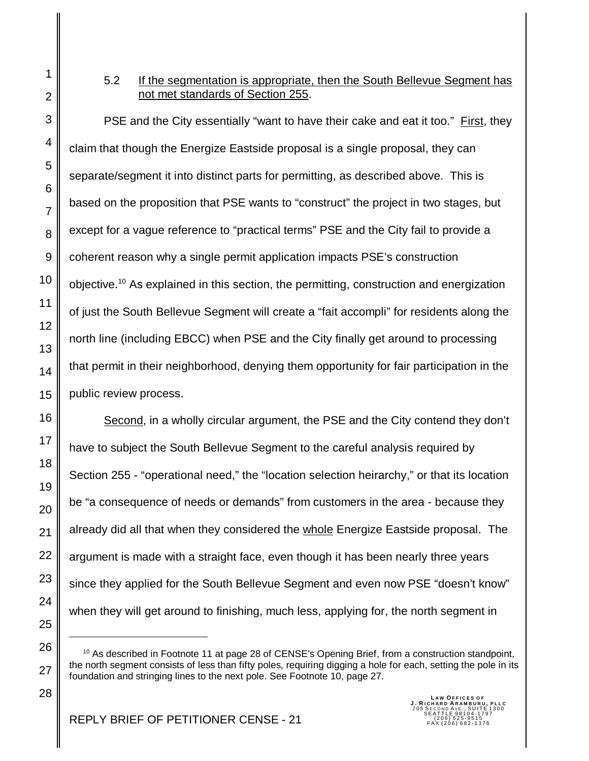5.2 If the segmentation is appropriate, then the South Bellevue Segment has not met standards of Section 255.

PSE and the City essentially "want to have their cake and eat it too." First, they claim that though the Energize Eastside proposal is a single proposal, they can separate/segment it into distinct parts for permitting, as described above. This is based on the proposition that PSE wants to "construct" the project in two stages, but except for a vague reference to "practical terms" PSE and the City fail to provide a coherent reason why a single permit application impacts PSE's construction objective.[10] As explained in this section, the permitting, construction and energization of just the South Bellevue Segment will create a "fait accompli" for residents along the north line (including EBCC) when PSE and the City finally get around to processing that permit in their neighborhood, denying them opportunity for fair participation in the public review process.

Second, in a wholly circular argument, the PSE and the City contend they don't have to subject the South Bellevue Segment to the careful analysis required by Section 255 - "operational need," the "location selection heirarchy," or that its location be "a consequence of needs or demands" from customers in the area - because they already did all that when they considered the whole Energize Eastside proposal. The argument is made with a straight face, even though it has been nearly three years since they applied for the South Bellevue Segment and even now PSE "doesn't know" when they will get around to finishing, much less, applying for, the north segment in

---

[10] As described in Footnote 11 at page 28 of CENSE's Opening Brief, from a construction standpoint, the north segment consists of less than fifty poles, requiring digging a hole for each, setting the pole in its foundation and stringing lines to the next pole. See Footnote 10, page 27.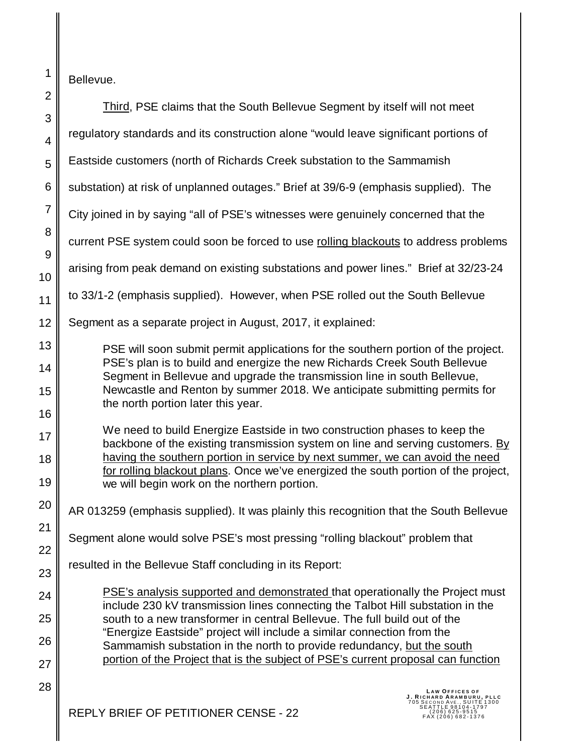Bellevue.

<u>Third</u>, PSE claims that the South Bellevue Segment by itself will not meet regulatory standards and its construction alone "would leave significant portions of Eastside customers (north of Richards Creek substation to the Sammamish substation) at risk of unplanned outages." Brief at 39/6-9 (emphasis supplied). The City joined in by saying "all of PSE's witnesses were genuinely concerned that the current PSE system could soon be forced to use <u>rolling blackouts</u> to address problems arising from peak demand on existing substations and power lines." Brief at 32/23-24 to 33/1-2 (emphasis supplied). However, when PSE rolled out the South Bellevue Segment as a separate project in August, 2017, it explained:

> PSE will soon submit permit applications for the southern portion of the project. PSE's plan is to build and energize the new Richards Creek South Bellevue Segment in Bellevue and upgrade the transmission line in south Bellevue, Newcastle and Renton by summer 2018. We anticipate submitting permits for the north portion later this year.
>
> We need to build Energize Eastside in two construction phases to keep the backbone of the existing transmission system on line and serving customers. <u>By having the southern portion in service by next summer, we can avoid the need for rolling blackout plans</u>. Once we've energized the south portion of the project, we will begin work on the northern portion.

AR 013259 (emphasis supplied). It was plainly this recognition that the South Bellevue Segment alone would solve PSE's most pressing "rolling blackout" problem that resulted in the Bellevue Staff concluding in its Report:

> <u>PSE's analysis supported and demonstrated</u> that operationally the Project must include 230 kV transmission lines connecting the Talbot Hill substation in the south to a new transformer in central Bellevue. The full build out of the "Energize Eastside" project will include a similar connection from the Sammamish substation in the north to provide redundancy, <u>but the south portion of the Project that is the subject of PSE's current proposal can function</u>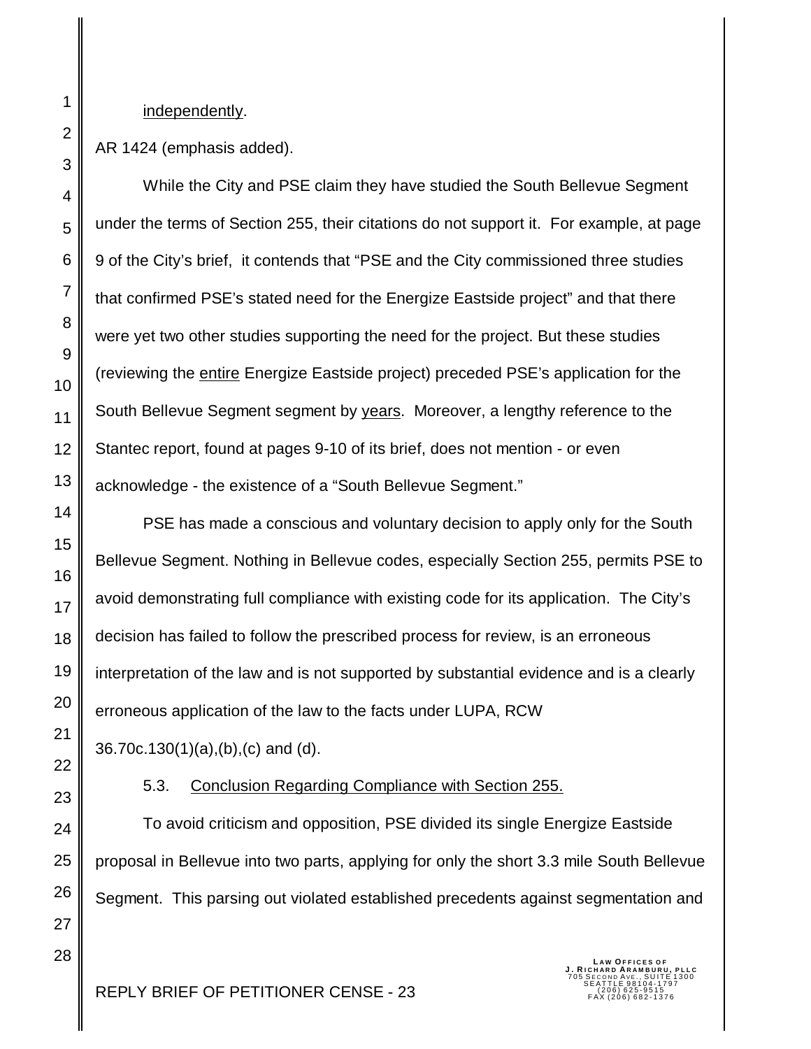independently.

AR 1424 (emphasis added).

While the City and PSE claim they have studied the South Bellevue Segment under the terms of Section 255, their citations do not support it. For example, at page 9 of the City's brief, it contends that "PSE and the City commissioned three studies that confirmed PSE's stated need for the Energize Eastside project" and that there were yet two other studies supporting the need for the project. But these studies (reviewing the entire Energize Eastside project) preceded PSE's application for the South Bellevue Segment segment by years. Moreover, a lengthy reference to the Stantec report, found at pages 9-10 of its brief, does not mention - or even acknowledge - the existence of a "South Bellevue Segment."

PSE has made a conscious and voluntary decision to apply only for the South Bellevue Segment. Nothing in Bellevue codes, especially Section 255, permits PSE to avoid demonstrating full compliance with existing code for its application. The City's decision has failed to follow the prescribed process for review, is an erroneous interpretation of the law and is not supported by substantial evidence and is a clearly erroneous application of the law to the facts under LUPA, RCW 36.70c.130(1)(a),(b),(c) and (d).

5.3. Conclusion Regarding Compliance with Section 255.

To avoid criticism and opposition, PSE divided its single Energize Eastside proposal in Bellevue into two parts, applying for only the short 3.3 mile South Bellevue Segment. This parsing out violated established precedents against segmentation and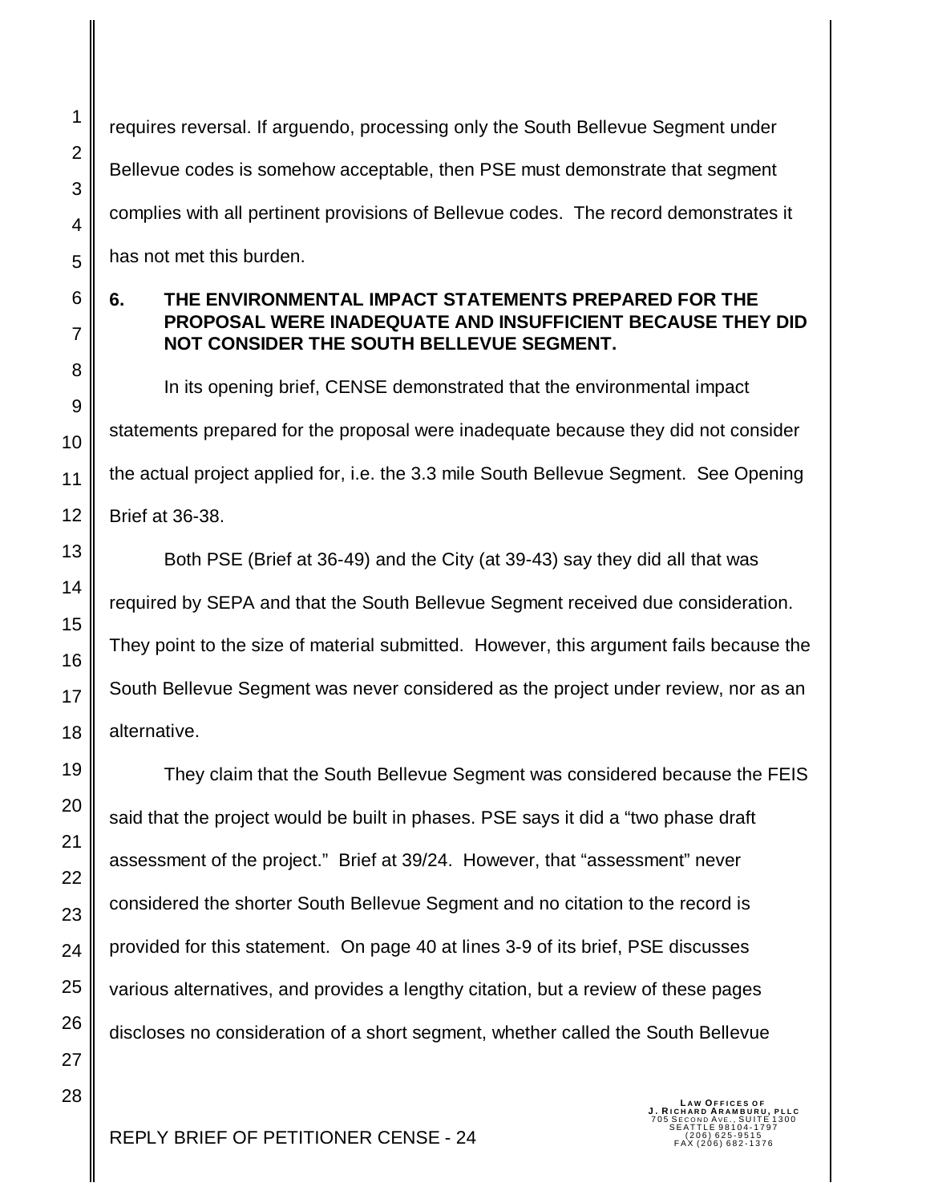requires reversal. If arguendo, processing only the South Bellevue Segment under Bellevue codes is somehow acceptable, then PSE must demonstrate that segment complies with all pertinent provisions of Bellevue codes. The record demonstrates it has not met this burden.

### 6. THE ENVIRONMENTAL IMPACT STATEMENTS PREPARED FOR THE PROPOSAL WERE INADEQUATE AND INSUFFICIENT BECAUSE THEY DID NOT CONSIDER THE SOUTH BELLEVUE SEGMENT.

In its opening brief, CENSE demonstrated that the environmental impact statements prepared for the proposal were inadequate because they did not consider the actual project applied for, i.e. the 3.3 mile South Bellevue Segment. See Opening Brief at 36-38.

Both PSE (Brief at 36-49) and the City (at 39-43) say they did all that was required by SEPA and that the South Bellevue Segment received due consideration. They point to the size of material submitted. However, this argument fails because the South Bellevue Segment was never considered as the project under review, nor as an alternative.

They claim that the South Bellevue Segment was considered because the FEIS said that the project would be built in phases. PSE says it did a "two phase draft assessment of the project." Brief at 39/24. However, that "assessment" never considered the shorter South Bellevue Segment and no citation to the record is provided for this statement. On page 40 at lines 3-9 of its brief, PSE discusses various alternatives, and provides a lengthy citation, but a review of these pages discloses no consideration of a short segment, whether called the South Bellevue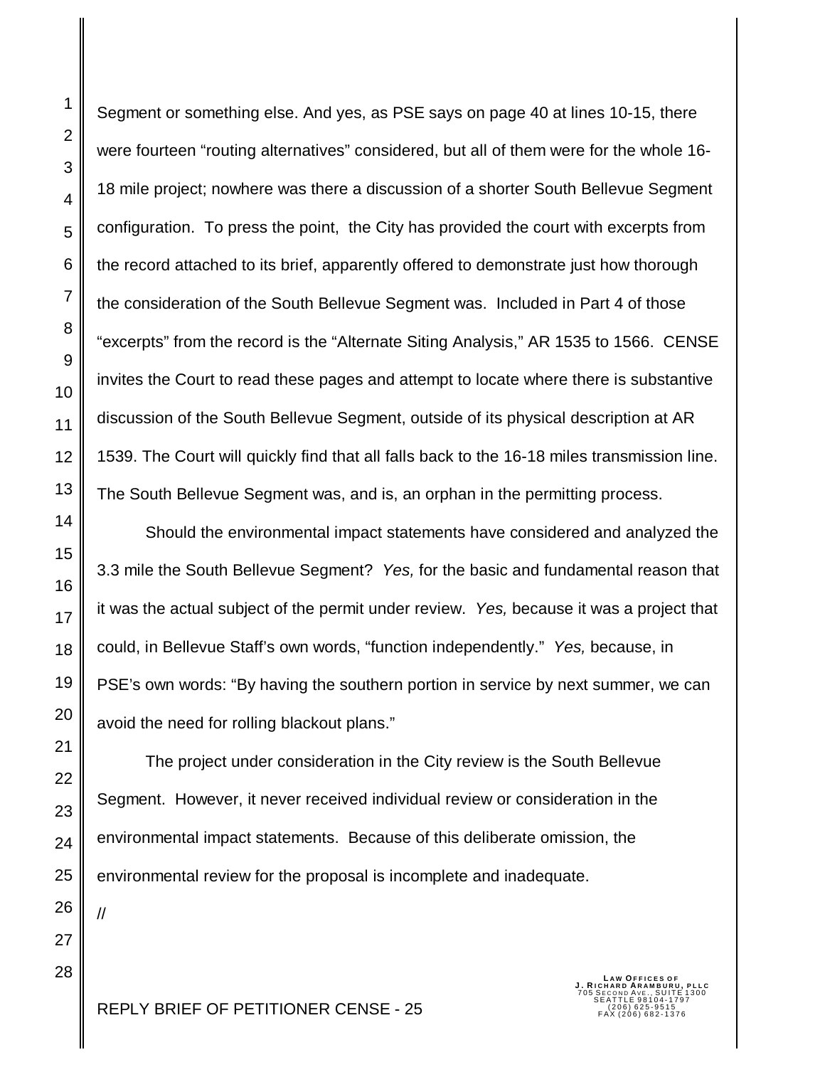Segment or something else. And yes, as PSE says on page 40 at lines 10-15, there were fourteen "routing alternatives" considered, but all of them were for the whole 16-18 mile project; nowhere was there a discussion of a shorter South Bellevue Segment configuration. To press the point, the City has provided the court with excerpts from the record attached to its brief, apparently offered to demonstrate just how thorough the consideration of the South Bellevue Segment was. Included in Part 4 of those "excerpts" from the record is the "Alternate Siting Analysis," AR 1535 to 1566. CENSE invites the Court to read these pages and attempt to locate where there is substantive discussion of the South Bellevue Segment, outside of its physical description at AR 1539. The Court will quickly find that all falls back to the 16-18 miles transmission line. The South Bellevue Segment was, and is, an orphan in the permitting process.

Should the environmental impact statements have considered and analyzed the 3.3 mile the South Bellevue Segment? *Yes,* for the basic and fundamental reason that it was the actual subject of the permit under review. *Yes,* because it was a project that could, in Bellevue Staff's own words, "function independently." *Yes,* because, in PSE's own words: "By having the southern portion in service by next summer, we can avoid the need for rolling blackout plans."

The project under consideration in the City review is the South Bellevue Segment. However, it never received individual review or consideration in the environmental impact statements. Because of this deliberate omission, the environmental review for the proposal is incomplete and inadequate.

//

REPLY BRIEF OF PETITIONER CENSE - 25

LAW OFFICES OF
J. RICHARD ARAMBURU, PLLC
705 SECOND AVE., SUITE 1300
SEATTLE 98104-1797
(206) 625-9515
FAX (206) 682-1376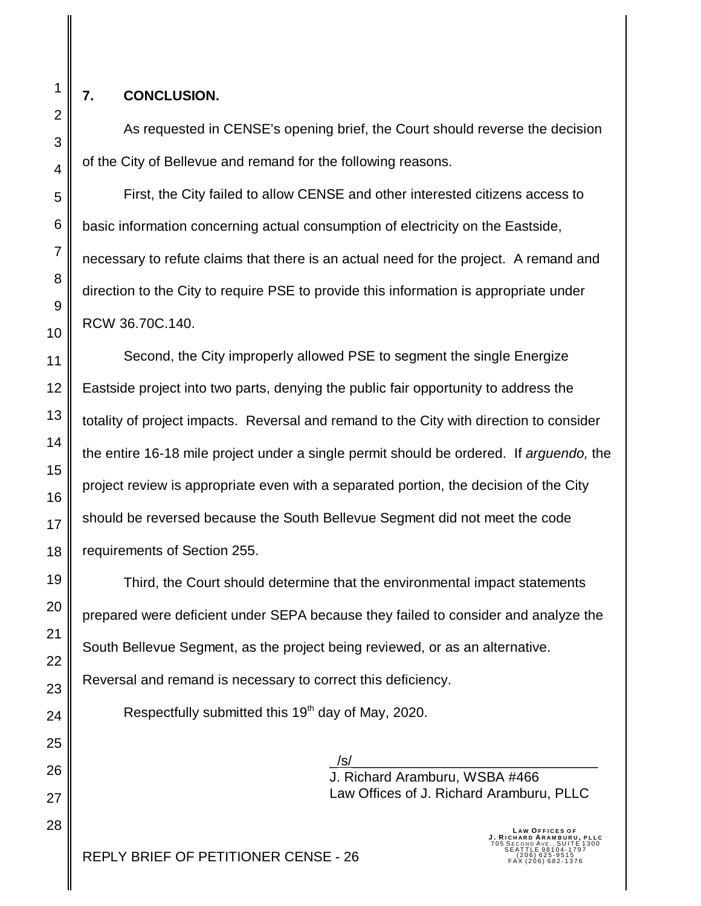## 7. CONCLUSION.

As requested in CENSE's opening brief, the Court should reverse the decision of the City of Bellevue and remand for the following reasons.

First, the City failed to allow CENSE and other interested citizens access to basic information concerning actual consumption of electricity on the Eastside, necessary to refute claims that there is an actual need for the project. A remand and direction to the City to require PSE to provide this information is appropriate under RCW 36.70C.140.

Second, the City improperly allowed PSE to segment the single Energize Eastside project into two parts, denying the public fair opportunity to address the totality of project impacts. Reversal and remand to the City with direction to consider the entire 16-18 mile project under a single permit should be ordered. If *arguendo,* the project review is appropriate even with a separated portion, the decision of the City should be reversed because the South Bellevue Segment did not meet the code requirements of Section 255.

Third, the Court should determine that the environmental impact statements prepared were deficient under SEPA because they failed to consider and analyze the South Bellevue Segment, as the project being reviewed, or as an alternative. Reversal and remand is necessary to correct this deficiency.

Respectfully submitted this 19th day of May, 2020.

_/s/________________________________
J. Richard Aramburu, WSBA #466
Law Offices of J. Richard Aramburu, PLLC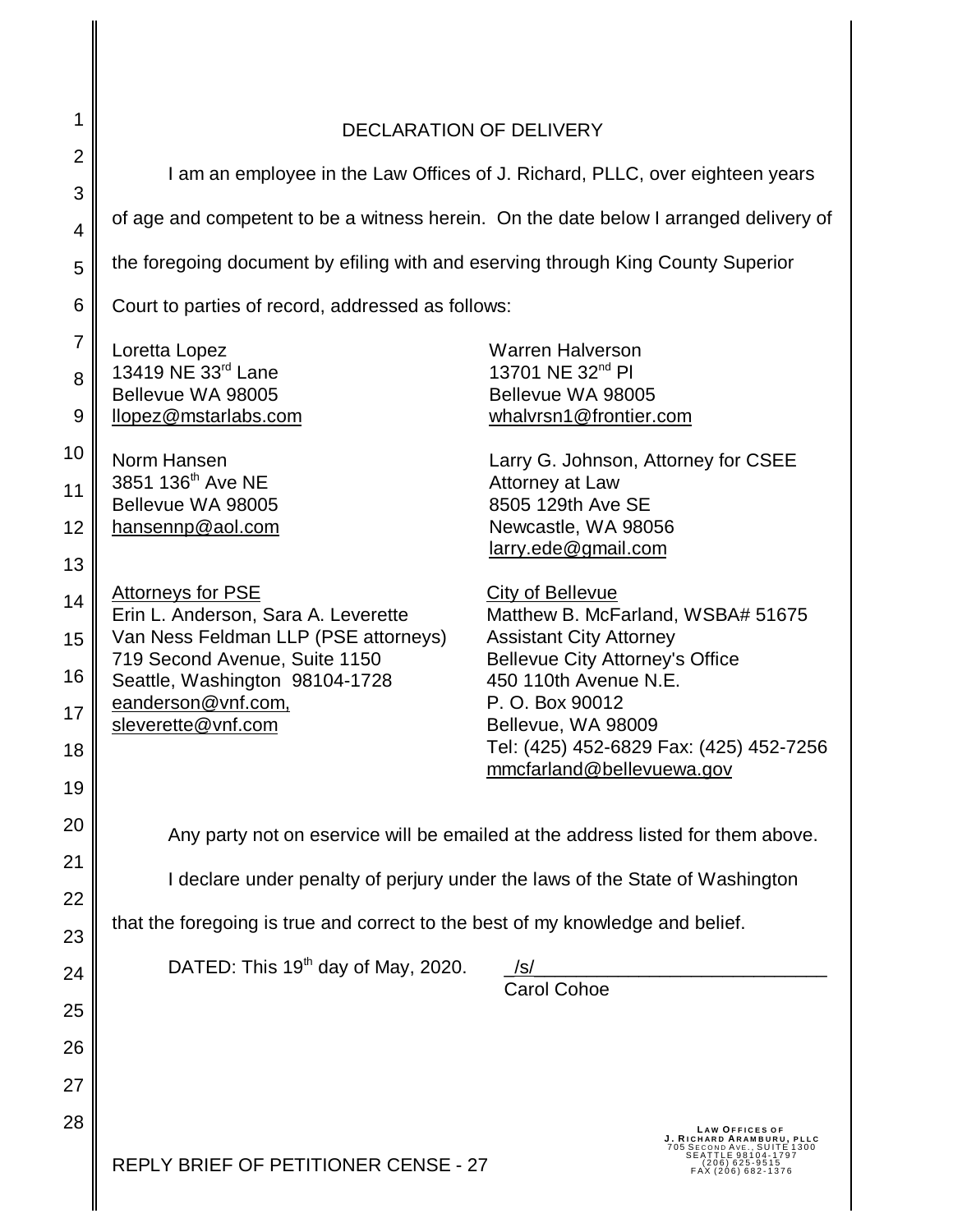# DECLARATION OF DELIVERY

I am an employee in the Law Offices of J. Richard, PLLC, over eighteen years of age and competent to be a witness herein. On the date below I arranged delivery of the foregoing document by efiling with and eserving through King County Superior Court to parties of record, addressed as follows:

Loretta Lopez
13419 NE 33rd Lane
Bellevue WA 98005
llopez@mstarlabs.com

Warren Halverson
13701 NE 32nd Pl
Bellevue WA 98005
whalvrsn1@frontier.com

Norm Hansen
3851 136th Ave NE
Bellevue WA 98005
hansennp@aol.com

Larry G. Johnson, Attorney for CSEE
Attorney at Law
8505 129th Ave SE
Newcastle, WA 98056
larry.ede@gmail.com

Attorneys for PSE
Erin L. Anderson, Sara A. Leverette
Van Ness Feldman LLP (PSE attorneys)
719 Second Avenue, Suite 1150
Seattle, Washington 98104-1728
eanderson@vnf.com,
sleverette@vnf.com

City of Bellevue
Matthew B. McFarland, WSBA# 51675
Assistant City Attorney
Bellevue City Attorney's Office
450 110th Avenue N.E.
P. O. Box 90012
Bellevue, WA 98009
Tel: (425) 452-6829 Fax: (425) 452-7256
mmcfarland@bellevuewa.gov

Any party not on eservice will be emailed at the address listed for them above.

I declare under penalty of perjury under the laws of the State of Washington that the foregoing is true and correct to the best of my knowledge and belief.

DATED: This 19th day of May, 2020.

/s/
Carol Cohoe